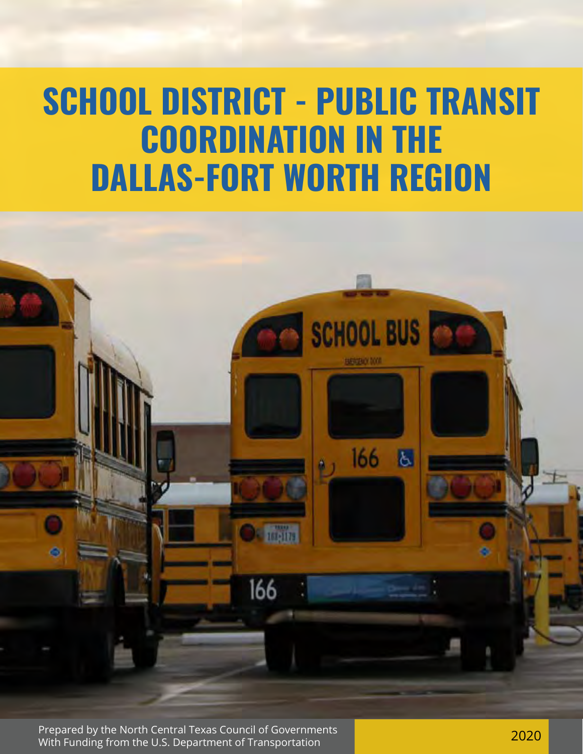# SCHOOL DISTRICT - PUBLIC TRANSIT COORDINATION IN THE DALLAS-FORT WORTH REGION

Prepared by the North Central Texas Council of Governments
With Funding from the U.S. Department of Transportation

2020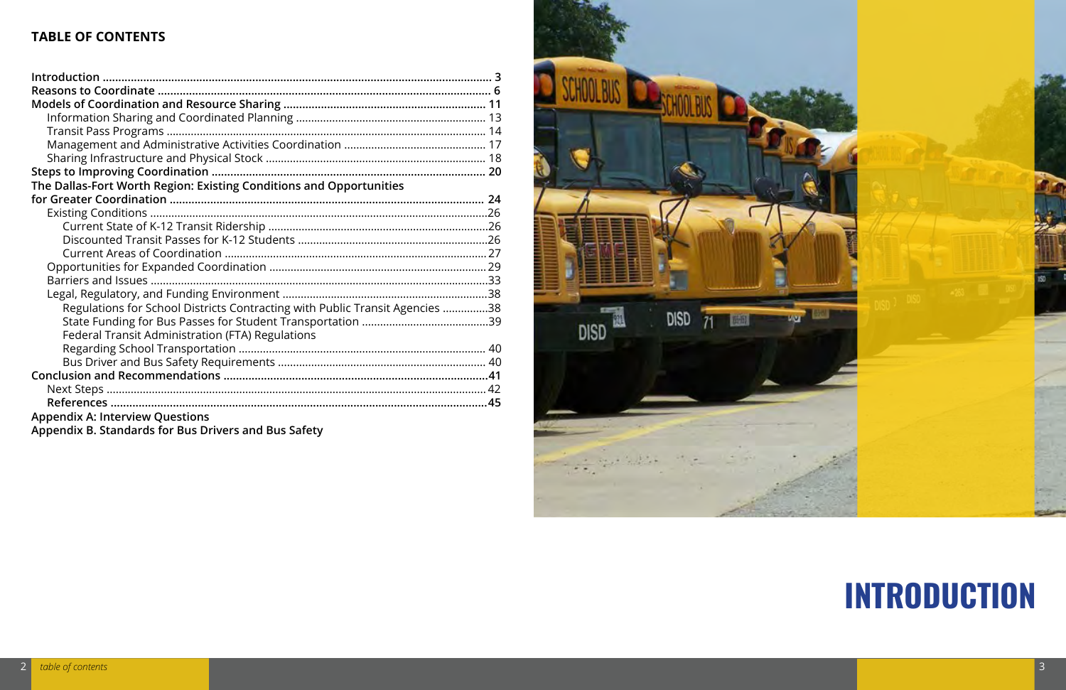## TABLE OF CONTENTS

- **Introduction** ... 3
- **Reasons to Coordinate** ... 6
- **Models of Coordination and Resource Sharing** ... 11
  - Information Sharing and Coordinated Planning ... 13
  - Transit Pass Programs ... 14
  - Management and Administrative Activities Coordination ... 17
  - Sharing Infrastructure and Physical Stock ... 18
- **Steps to Improving Coordination** ... 20
- **The Dallas-Fort Worth Region: Existing Conditions and Opportunities for Greater Coordination** ... 24
  - Existing Conditions ... 26
    - Current State of K-12 Transit Ridership ... 26
    - Discounted Transit Passes for K-12 Students ... 26
    - Current Areas of Coordination ... 27
  - Opportunities for Expanded Coordination ... 29
  - Barriers and Issues ... 33
  - Legal, Regulatory, and Funding Environment ... 38
    - Regulations for School Districts Contracting with Public Transit Agencies ... 38
    - State Funding for Bus Passes for Student Transportation ... 39
    - Federal Transit Administration (FTA) Regulations Regarding School Transportation ... 40
    - Bus Driver and Bus Safety Requirements ... 40
- **Conclusion and Recommendations** ... 41
  - Next Steps ... 42
  - **References** ... 45
- **Appendix A: Interview Questions**
- **Appendix B. Standards for Bus Drivers and Bus Safety**

# INTRODUCTION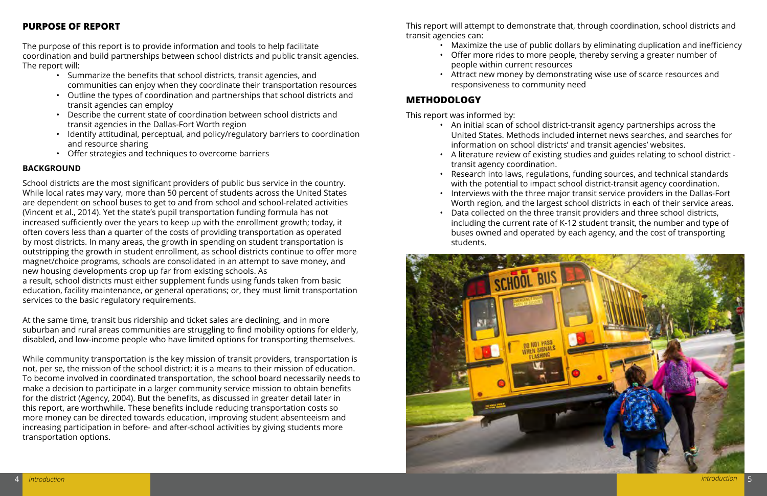## PURPOSE OF REPORT

The purpose of this report is to provide information and tools to help facilitate coordination and build partnerships between school districts and public transit agencies. The report will:

- Summarize the benefits that school districts, transit agencies, and communities can enjoy when they coordinate their transportation resources
- Outline the types of coordination and partnerships that school districts and transit agencies can employ
- Describe the current state of coordination between school districts and transit agencies in the Dallas-Fort Worth region
- Identify attitudinal, perceptual, and policy/regulatory barriers to coordination and resource sharing
- Offer strategies and techniques to overcome barriers

### BACKGROUND

School districts are the most significant providers of public bus service in the country. While local rates may vary, more than 50 percent of students across the United States are dependent on school buses to get to and from school and school-related activities (Vincent et al., 2014). Yet the state's pupil transportation funding formula has not increased sufficiently over the years to keep up with the enrollment growth; today, it often covers less than a quarter of the costs of providing transportation as operated by most districts. In many areas, the growth in spending on student transportation is outstripping the growth in student enrollment, as school districts continue to offer more magnet/choice programs, schools are consolidated in an attempt to save money, and new housing developments crop up far from existing schools. As a result, school districts must either supplement funds using funds taken from basic education, facility maintenance, or general operations; or, they must limit transportation services to the basic regulatory requirements.

At the same time, transit bus ridership and ticket sales are declining, and in more suburban and rural areas communities are struggling to find mobility options for elderly, disabled, and low-income people who have limited options for transporting themselves.

While community transportation is the key mission of transit providers, transportation is not, per se, the mission of the school district; it is a means to their mission of education. To become involved in coordinated transportation, the school board necessarily needs to make a decision to participate in a larger community service mission to obtain benefits for the district (Agency, 2004). But the benefits, as discussed in greater detail later in this report, are worthwhile. These benefits include reducing transportation costs so more money can be directed towards education, improving student absenteeism and increasing participation in before- and after-school activities by giving students more transportation options.

This report will attempt to demonstrate that, through coordination, school districts and transit agencies can:

- Maximize the use of public dollars by eliminating duplication and inefficiency
- Offer more rides to more people, thereby serving a greater number of people within current resources
- Attract new money by demonstrating wise use of scarce resources and responsiveness to community need

## METHODOLOGY

This report was informed by:

- An initial scan of school district-transit agency partnerships across the United States. Methods included internet news searches, and searches for information on school districts' and transit agencies' websites.
- A literature review of existing studies and guides relating to school district - transit agency coordination.
- Research into laws, regulations, funding sources, and technical standards with the potential to impact school district-transit agency coordination.
- Interviews with the three major transit service providers in the Dallas-Fort Worth region, and the largest school districts in each of their service areas.
- Data collected on the three transit providers and three school districts, including the current rate of K-12 student transit, the number and type of buses owned and operated by each agency, and the cost of transporting students.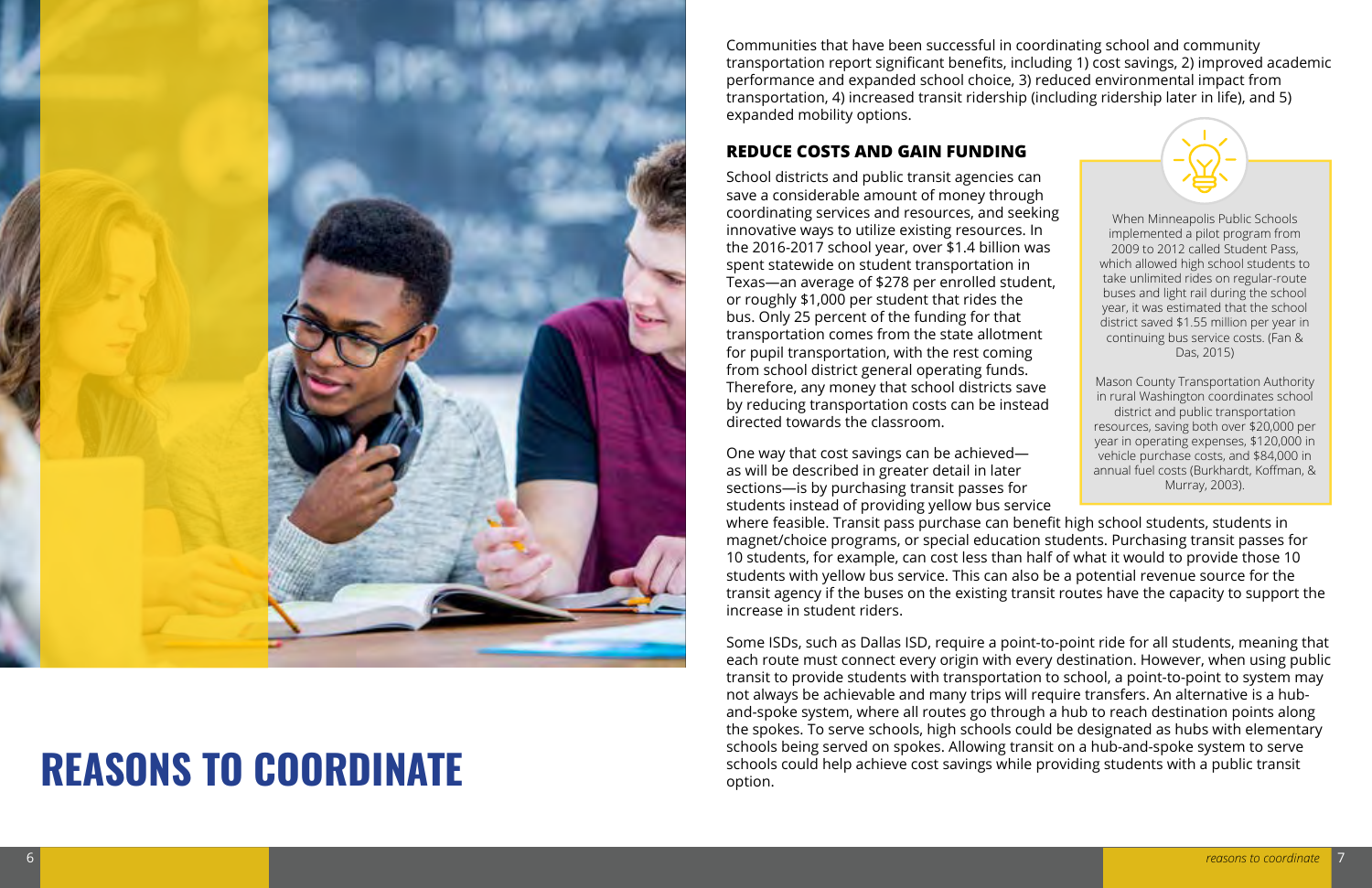# REASONS TO COORDINATE

Communities that have been successful in coordinating school and community transportation report significant benefits, including 1) cost savings, 2) improved academic performance and expanded school choice, 3) reduced environmental impact from transportation, 4) increased transit ridership (including ridership later in life), and 5) expanded mobility options.

## REDUCE COSTS AND GAIN FUNDING

School districts and public transit agencies can save a considerable amount of money through coordinating services and resources, and seeking innovative ways to utilize existing resources. In the 2016-2017 school year, over $1.4 billion was spent statewide on student transportation in Texas—an average of $278 per enrolled student, or roughly $1,000 per student that rides the bus. Only 25 percent of the funding for that transportation comes from the state allotment for pupil transportation, with the rest coming from school district general operating funds. Therefore, any money that school districts save by reducing transportation costs can be instead directed towards the classroom.

> When Minneapolis Public Schools implemented a pilot program from 2009 to 2012 called Student Pass, which allowed high school students to take unlimited rides on regular-route buses and light rail during the school year, it was estimated that the school district saved $1.55 million per year in continuing bus service costs. (Fan & Das, 2015)
>
> Mason County Transportation Authority in rural Washington coordinates school district and public transportation resources, saving both over $20,000 per year in operating expenses, $120,000 in vehicle purchase costs, and $84,000 in annual fuel costs (Burkhardt, Koffman, & Murray, 2003).

One way that cost savings can be achieved—as will be described in greater detail in later sections—is by purchasing transit passes for students instead of providing yellow bus service where feasible. Transit pass purchase can benefit high school students, students in magnet/choice programs, or special education students. Purchasing transit passes for 10 students, for example, can cost less than half of what it would to provide those 10 students with yellow bus service. This can also be a potential revenue source for the transit agency if the buses on the existing transit routes have the capacity to support the increase in student riders.

Some ISDs, such as Dallas ISD, require a point-to-point ride for all students, meaning that each route must connect every origin with every destination. However, when using public transit to provide students with transportation to school, a point-to-point to system may not always be achievable and many trips will require transfers. An alternative is a hub-and-spoke system, where all routes go through a hub to reach destination points along the spokes. To serve schools, high schools could be designated as hubs with elementary schools being served on spokes. Allowing transit on a hub-and-spoke system to serve schools could help achieve cost savings while providing students with a public transit option.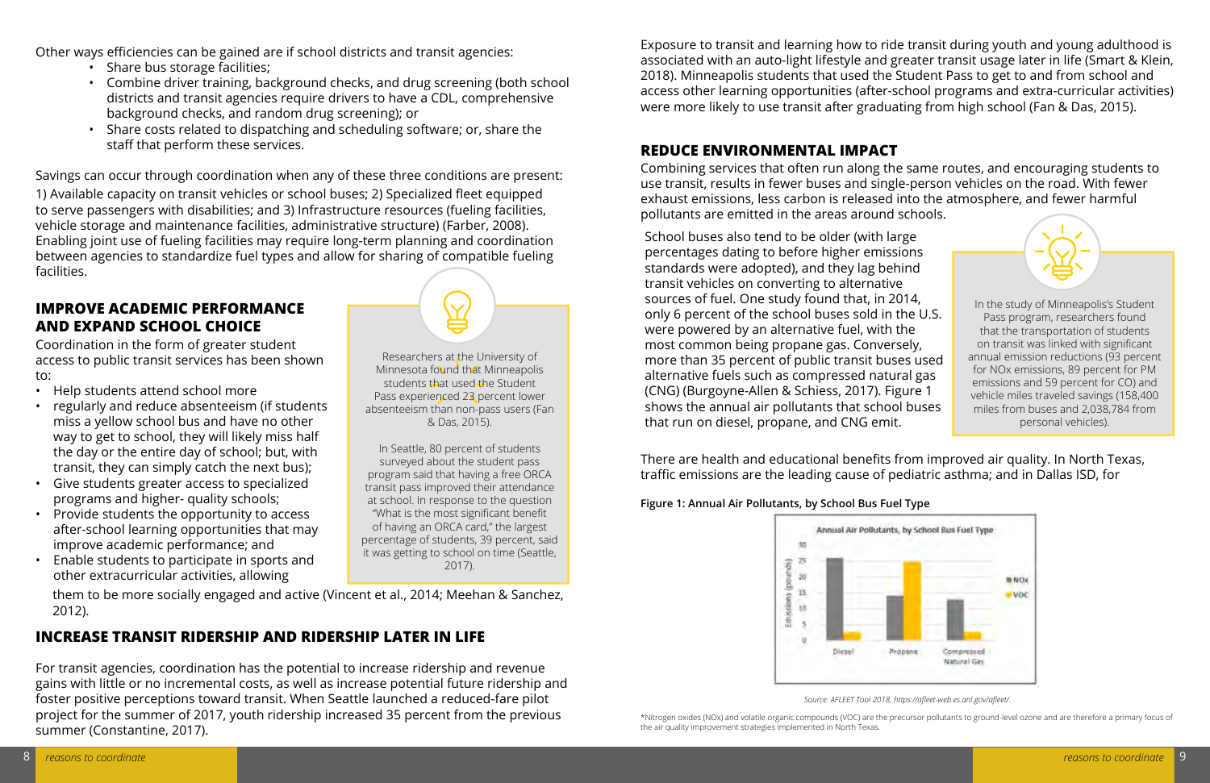Other ways efficiencies can be gained are if school districts and transit agencies:

- Share bus storage facilities;
- Combine driver training, background checks, and drug screening (both school districts and transit agencies require drivers to have a CDL, comprehensive background checks, and random drug screening); or
- Share costs related to dispatching and scheduling software; or, share the staff that perform these services.

Savings can occur through coordination when any of these three conditions are present: 1) Available capacity on transit vehicles or school buses; 2) Specialized fleet equipped to serve passengers with disabilities; and 3) Infrastructure resources (fueling facilities, vehicle storage and maintenance facilities, administrative structure) (Farber, 2008). Enabling joint use of fueling facilities may require long-term planning and coordination between agencies to standardize fuel types and allow for sharing of compatible fueling facilities.

## IMPROVE ACADEMIC PERFORMANCE AND EXPAND SCHOOL CHOICE

Coordination in the form of greater student access to public transit services has been shown to:

- Help students attend school more
- regularly and reduce absenteeism (if students miss a yellow school bus and have no other way to get to school, they will likely miss half the day or the entire day of school; but, with transit, they can simply catch the next bus);
- Give students greater access to specialized programs and higher- quality schools;
- Provide students the opportunity to access after-school learning opportunities that may improve academic performance; and
- Enable students to participate in sports and other extracurricular activities, allowing them to be more socially engaged and active (Vincent et al., 2014; Meehan & Sanchez, 2012).

Researchers at the University of Minnesota found that Minneapolis students that used the Student Pass experienced 23 percent lower absenteeism than non-pass users (Fan & Das, 2015).

In Seattle, 80 percent of students surveyed about the student pass program said that having a free ORCA transit pass improved their attendance at school. In response to the question "What is the most significant benefit of having an ORCA card," the largest percentage of students, 39 percent, said it was getting to school on time (Seattle, 2017).

## INCREASE TRANSIT RIDERSHIP AND RIDERSHIP LATER IN LIFE

For transit agencies, coordination has the potential to increase ridership and revenue gains with little or no incremental costs, as well as increase potential future ridership and foster positive perceptions toward transit. When Seattle launched a reduced-fare pilot project for the summer of 2017, youth ridership increased 35 percent from the previous summer (Constantine, 2017).

Exposure to transit and learning how to ride transit during youth and young adulthood is associated with an auto-light lifestyle and greater transit usage later in life (Smart & Klein, 2018). Minneapolis students that used the Student Pass to get to and from school and access other learning opportunities (after-school programs and extra-curricular activities) were more likely to use transit after graduating from high school (Fan & Das, 2015).

## REDUCE ENVIRONMENTAL IMPACT

Combining services that often run along the same routes, and encouraging students to use transit, results in fewer buses and single-person vehicles on the road. With fewer exhaust emissions, less carbon is released into the atmosphere, and fewer harmful pollutants are emitted in the areas around schools.

School buses also tend to be older (with large percentages dating to before higher emissions standards were adopted), and they lag behind transit vehicles on converting to alternative sources of fuel. One study found that, in 2014, only 6 percent of the school buses sold in the U.S. were powered by an alternative fuel, with the most common being propane gas. Conversely, more than 35 percent of public transit buses used alternative fuels such as compressed natural gas (CNG) (Burgoyne-Allen & Schiess, 2017). Figure 1 shows the annual air pollutants that school buses that run on diesel, propane, and CNG emit.

In the study of Minneapolis's Student Pass program, researchers found that the transportation of students on transit was linked with significant annual emission reductions (93 percent for NOx emissions, 89 percent for PM emissions, and 59 percent for CO) and vehicle miles traveled savings (158,400 miles from buses and 2,038,784 from personal vehicles).

There are health and educational benefits from improved air quality. In North Texas, traffic emissions are the leading cause of pediatric asthma; and in Dallas ISD, for

**Figure 1: Annual Air Pollutants, by School Bus Fuel Type**

Annual Air Pollutants, by School Bus Fuel Type

| Fuel Type | NOx | VOC |
|---|---|---|
| Diesel | ~24 | ~2 |
| Propane | ~14 | ~25 |
| Compressed Natural Gas | ~13 | ~2 |

*Source: AFLEET Tool 2018, https://afleet-web.es.anl.gov/afleet/.*

*Nitrogen oxides (NOx) and volatile organic compounds (VOC) are the precursor pollutants to ground-level ozone and are therefore a primary focus of the air quality improvement strategies implemented in North Texas.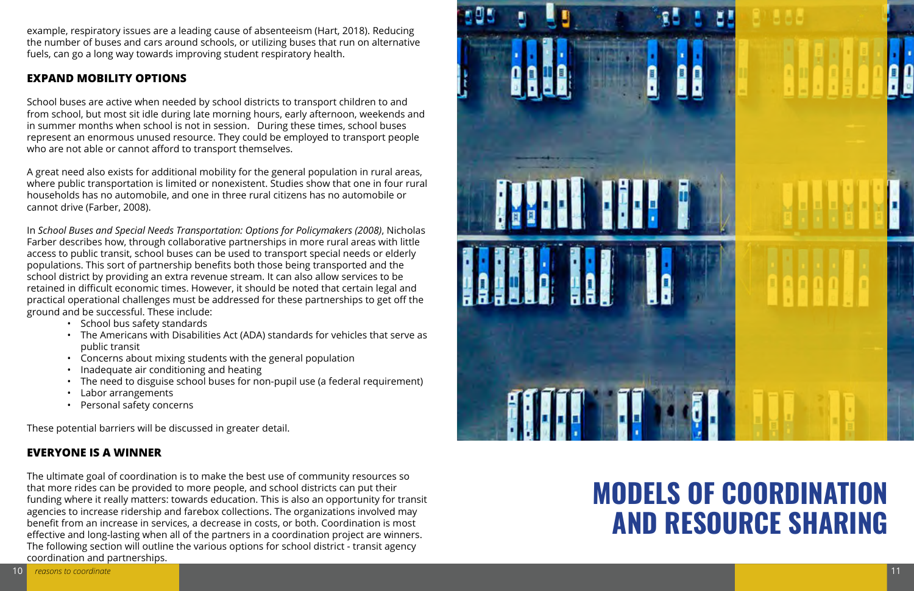example, respiratory issues are a leading cause of absenteeism (Hart, 2018). Reducing the number of buses and cars around schools, or utilizing buses that run on alternative fuels, can go a long way towards improving student respiratory health.

## EXPAND MOBILITY OPTIONS

School buses are active when needed by school districts to transport children to and from school, but most sit idle during late morning hours, early afternoon, weekends and in summer months when school is not in session. During these times, school buses represent an enormous unused resource. They could be employed to transport people who are not able or cannot afford to transport themselves.

A great need also exists for additional mobility for the general population in rural areas, where public transportation is limited or nonexistent. Studies show that one in four rural households has no automobile, and one in three rural citizens has no automobile or cannot drive (Farber, 2008).

In *School Buses and Special Needs Transportation: Options for Policymakers (2008)*, Nicholas Farber describes how, through collaborative partnerships in more rural areas with little access to public transit, school buses can be used to transport special needs or elderly populations. This sort of partnership benefits both those being transported and the school district by providing an extra revenue stream. It can also allow services to be retained in difficult economic times. However, it should be noted that certain legal and practical operational challenges must be addressed for these partnerships to get off the ground and be successful. These include:

- School bus safety standards
- The Americans with Disabilities Act (ADA) standards for vehicles that serve as public transit
- Concerns about mixing students with the general population
- Inadequate air conditioning and heating
- The need to disguise school buses for non-pupil use (a federal requirement)
- Labor arrangements
- Personal safety concerns

These potential barriers will be discussed in greater detail.

## EVERYONE IS A WINNER

The ultimate goal of coordination is to make the best use of community resources so that more rides can be provided to more people, and school districts can put their funding where it really matters: towards education. This is also an opportunity for transit agencies to increase ridership and farebox collections. The organizations involved may benefit from an increase in services, a decrease in costs, or both. Coordination is most effective and long-lasting when all of the partners in a coordination project are winners. The following section will outline the various options for school district - transit agency coordination and partnerships.

# MODELS OF COORDINATION AND RESOURCE SHARING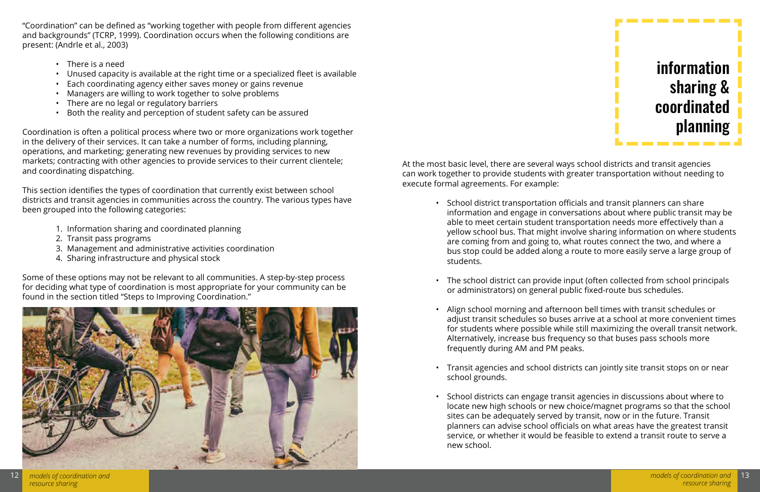"Coordination" can be defined as "working together with people from different agencies and backgrounds" (TCRP, 1999). Coordination occurs when the following conditions are present: (Andrle et al., 2003)

- There is a need
- Unused capacity is available at the right time or a specialized fleet is available
- Each coordinating agency either saves money or gains revenue
- Managers are willing to work together to solve problems
- There are no legal or regulatory barriers
- Both the reality and perception of student safety can be assured

Coordination is often a political process where two or more organizations work together in the delivery of their services. It can take a number of forms, including planning, operations, and marketing; generating new revenues by providing services to new markets; contracting with other agencies to provide services to their current clientele; and coordinating dispatching.

This section identifies the types of coordination that currently exist between school districts and transit agencies in communities across the country. The various types have been grouped into the following categories:

1. Information sharing and coordinated planning
2. Transit pass programs
3. Management and administrative activities coordination
4. Sharing infrastructure and physical stock

Some of these options may not be relevant to all communities. A step-by-step process for deciding what type of coordination is most appropriate for your community can be found in the section titled "Steps to Improving Coordination."

# information sharing & coordinated planning

At the most basic level, there are several ways school districts and transit agencies can work together to provide students with greater transportation without needing to execute formal agreements. For example:

- School district transportation officials and transit planners can share information and engage in conversations about where public transit may be able to meet certain student transportation needs more effectively than a yellow school bus. That might involve sharing information on where students are coming from and going to, what routes connect the two, and where a bus stop could be added along a route to more easily serve a large group of students.
- The school district can provide input (often collected from school principals or administrators) on general public fixed-route bus schedules.
- Align school morning and afternoon bell times with transit schedules or adjust transit schedules so buses arrive at a school at more convenient times for students where possible while still maximizing the overall transit network. Alternatively, increase bus frequency so that buses pass schools more frequently during AM and PM peaks.
- Transit agencies and school districts can jointly site transit stops on or near school grounds.
- School districts can engage transit agencies in discussions about where to locate new high schools or new choice/magnet programs so that the school sites can be adequately served by transit, now or in the future. Transit planners can advise school officials on what areas have the greatest transit service, or whether it would be feasible to extend a transit route to serve a new school.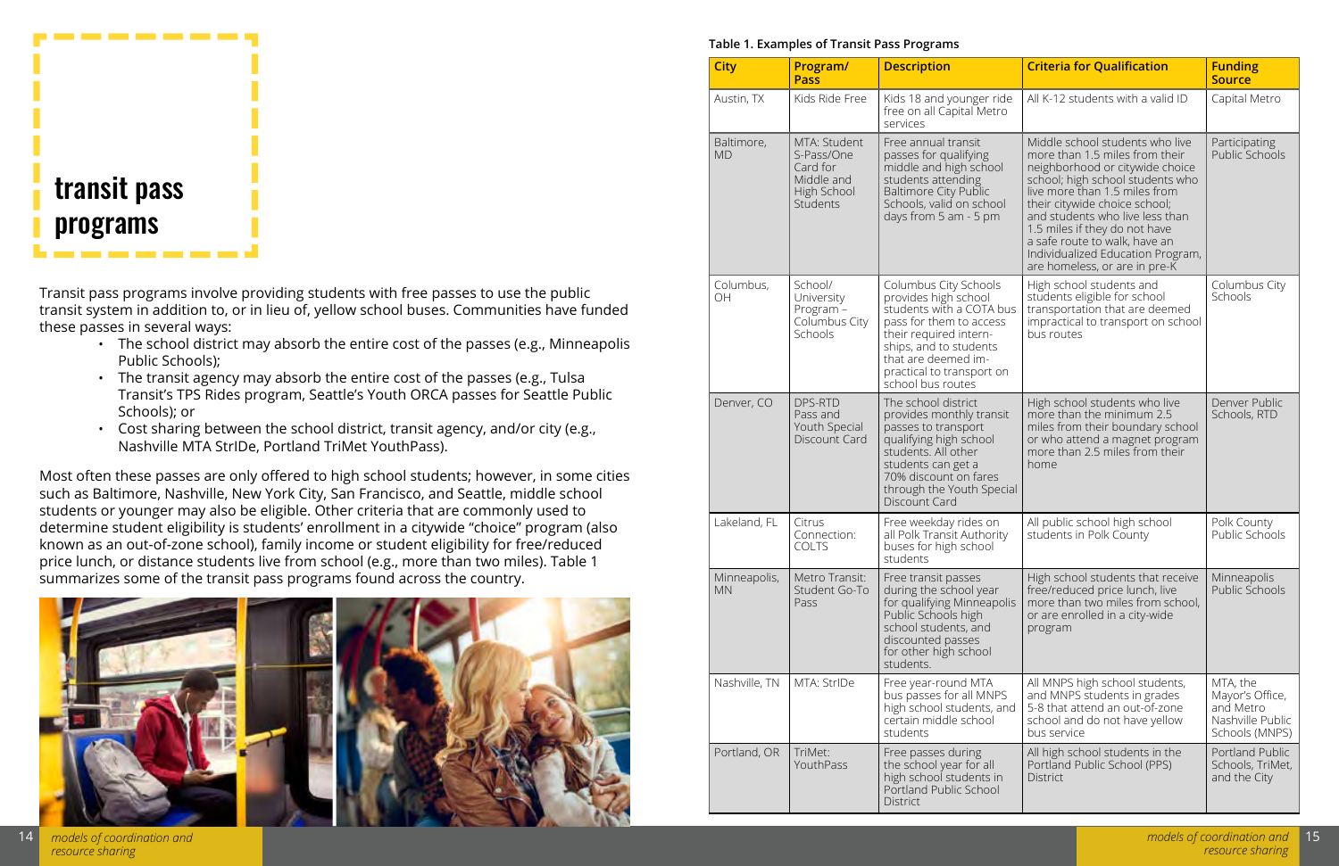# transit pass programs

Transit pass programs involve providing students with free passes to use the public transit system in addition to, or in lieu of, yellow school buses. Communities have funded these passes in several ways:

- The school district may absorb the entire cost of the passes (e.g., Minneapolis Public Schools);
- The transit agency may absorb the entire cost of the passes (e.g., Tulsa Transit's TPS Rides program, Seattle's Youth ORCA passes for Seattle Public Schools); or
- Cost sharing between the school district, transit agency, and/or city (e.g., Nashville MTA StrIDe, Portland TriMet YouthPass).

Most often these passes are only offered to high school students; however, in some cities such as Baltimore, Nashville, New York City, San Francisco, and Seattle, middle school students or younger may also be eligible. Other criteria that are commonly used to determine student eligibility is students' enrollment in a citywide "choice" program (also known as an out-of-zone school), family income or student eligibility for free/reduced price lunch, or distance students live from school (e.g., more than two miles). Table 1 summarizes some of the transit pass programs found across the country.

**Table 1. Examples of Transit Pass Programs**

| City | Program/ Pass | Description | Criteria for Qualification | Funding Source |
|---|---|---|---|---|
| Austin, TX | Kids Ride Free | Kids 18 and younger ride free on all Capital Metro services | All K-12 students with a valid ID | Capital Metro |
| Baltimore, MD | MTA: Student S-Pass/One Card for Middle and High School Students | Free annual transit passes for qualifying middle and high school students attending Baltimore City Public Schools, valid on school days from 5 am - 5 pm | Middle school students who live more than 1.5 miles from their neighborhood or citywide choice school; high school students who live more than 1.5 miles from their citywide choice school; and students who live less than 1.5 miles if they do not have a safe route to walk, have an Individualized Education Program, are homeless, or are in pre-K | Participating Public Schools |
| Columbus, OH | School/ University Program – Columbus City Schools | Columbus City Schools provides high school students with a COTA bus pass for them to access their required internships, and to students that are deemed impractical to transport on school bus routes | High school students and students eligible for school transportation that are deemed impractical to transport on school bus routes | Columbus City Schools |
| Denver, CO | DPS-RTD Pass and Youth Special Discount Card | The school district provides monthly transit passes to transport qualifying high school students. All other students can get a 70% discount on fares through the Youth Special Discount Card | High school students who live more than the minimum 2.5 miles from their boundary school or who attend a magnet program more than 2.5 miles from their home | Denver Public Schools, RTD |
| Lakeland, FL | Citrus Connection: COLTS | Free weekday rides on all Polk Transit Authority buses for high school students | All public school high school students in Polk County | Polk County Public Schools |
| Minneapolis, MN | Metro Transit: Student Go-To Pass | Free transit passes during the school year for qualifying Minneapolis Public Schools high school students, and discounted passes for other high school students. | High school students that receive free/reduced price lunch, live more than two miles from school, or are enrolled in a city-wide program | Minneapolis Public Schools |
| Nashville, TN | MTA: StrIDe | Free year-round MTA bus passes for all MNPS high school students, and certain middle school students | All MNPS high school students, and MNPS students in grades 5-8 that attend an out-of-zone school and do not have yellow bus service | MTA, the Mayor's Office, and Metro Nashville Public Schools (MNPS) |
| Portland, OR | TriMet: YouthPass | Free passes during the school year for all high school students in Portland Public School District | All high school students in the Portland Public School (PPS) District | Portland Public Schools, TriMet, and the City |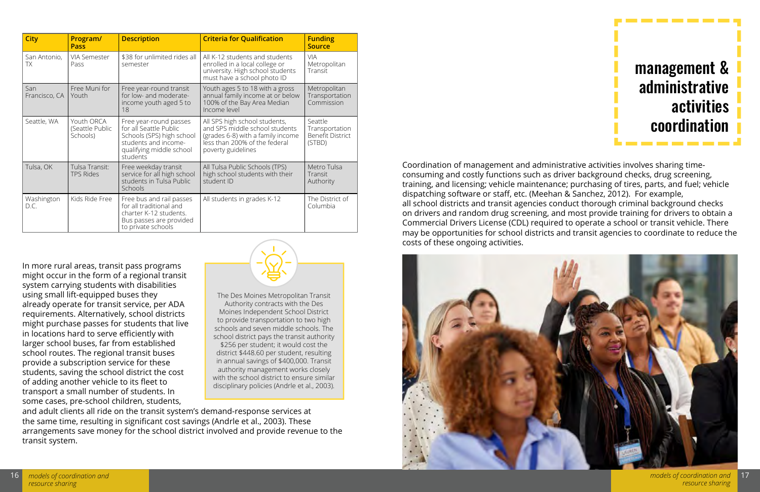| City | Program/ Pass | Description | Criteria for Qualification | Funding Source |
|---|---|---|---|---|
| San Antonio, TX | VIA Semester Pass | $38 for unlimited rides all semester | All K-12 students and students enrolled in a local college or university. High school students must have a school photo ID | VIA Metropolitan Transit |
| San Francisco, CA | Free Muni for Youth | Free year-round transit for low- and moderate-income youth aged 5 to 18 | Youth ages 5 to 18 with a gross annual family income at or below 100% of the Bay Area Median Income level | Metropolitan Transportation Commission |
| Seattle, WA | Youth ORCA (Seattle Public Schools) | Free year-round passes for all Seattle Public Schools (SPS) high school students and income-qualifying middle school students | All SPS high school students, and SPS middle school students (grades 6-8) with a family income less than 200% of the federal poverty guidelines | Seattle Transportation Benefit District (STBD) |
| Tulsa, OK | Tulsa Transit: TPS Rides | Free weekday transit service for all high school students in Tulsa Public Schools | All Tulsa Public Schools (TPS) high school students with their student ID | Metro Tulsa Transit Authority |
| Washington D.C. | Kids Ride Free | Free bus and rail passes for all traditional and charter K-12 students. Bus passes are provided to private schools | All students in grades K-12 | The District of Columbia |

In more rural areas, transit pass programs might occur in the form of a regional transit system carrying students with disabilities using small lift-equipped buses they already operate for transit service, per ADA requirements. Alternatively, school districts might purchase passes for students that live in locations hard to serve efficiently with larger school buses, far from established school routes. The regional transit buses provide a subscription service for these students, saving the school district the cost of adding another vehicle to its fleet to transport a small number of students. In some cases, pre-school children, students, and adult clients all ride on the transit system's demand-response services at the same time, resulting in significant cost savings (Andrle et al., 2003). These arrangements save money for the school district involved and provide revenue to the transit system.

> The Des Moines Metropolitan Transit Authority contracts with the Des Moines Independent School District to provide transportation to two high schools and seven middle schools. The school district pays the transit authority $256 per student; it would cost the district $448.60 per student, resulting in annual savings of $400,000. Transit authority management works closely with the school district to ensure similar disciplinary policies (Andrle et al., 2003).

# management & administrative activities coordination

Coordination of management and administrative activities involves sharing time-consuming and costly functions such as driver background checks, drug screening, training, and licensing; vehicle maintenance; purchasing of tires, parts, and fuel; vehicle dispatching software or staff, etc. (Meehan & Sanchez, 2012). For example, all school districts and transit agencies conduct thorough criminal background checks on drivers and random drug screening, and most provide training for drivers to obtain a Commercial Drivers License (CDL) required to operate a school or transit vehicle. There may be opportunities for school districts and transit agencies to coordinate to reduce the costs of these ongoing activities.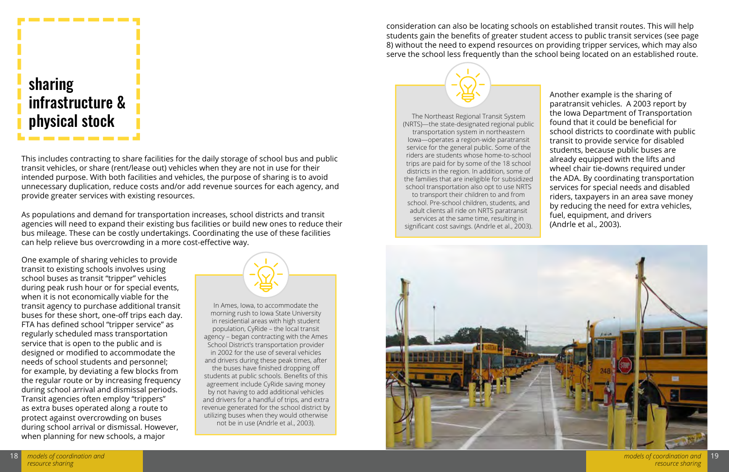# sharing infrastructure & physical stock

This includes contracting to share facilities for the daily storage of school bus and public transit vehicles, or share (rent/lease out) vehicles when they are not in use for their intended purpose. With both facilities and vehicles, the purpose of sharing is to avoid unnecessary duplication, reduce costs and/or add revenue sources for each agency, and provide greater services with existing resources.

As populations and demand for transportation increases, school districts and transit agencies will need to expand their existing bus facilities or build new ones to reduce their bus mileage. These can be costly undertakings. Coordinating the use of these facilities can help relieve bus overcrowding in a more cost-effective way.

One example of sharing vehicles to provide transit to existing schools involves using school buses as transit "tripper" vehicles during peak rush hour or for special events, when it is not economically viable for the transit agency to purchase additional transit buses for these short, one-off trips each day. FTA has defined school "tripper service" as regularly scheduled mass transportation service that is open to the public and is designed or modified to accommodate the needs of school students and personnel; for example, by deviating a few blocks from the regular route or by increasing frequency during school arrival and dismissal periods. Transit agencies often employ "trippers" as extra buses operated along a route to protect against overcrowding on buses during school arrival or dismissal. However, when planning for new schools, a major consideration can also be locating schools on established transit routes. This will help students gain the benefits of greater student access to public transit services (see page 8) without the need to expend resources on providing tripper services, which may also serve the school less frequently than the school being located on an established route.

> In Ames, Iowa, to accommodate the morning rush to Iowa State University in residential areas with high student population, CyRide – the local transit agency – began contracting with the Ames School District's transportation provider in 2002 for the use of several vehicles and drivers during these peak times, after the buses have finished dropping off students at public schools. Benefits of this agreement include CyRide saving money by not having to add additional vehicles and drivers for a handful of trips, and extra revenue generated for the school district by utilizing buses when they would otherwise not be in use (Andrle et al., 2003).

> The Northeast Regional Transit System (NRTS)—the state-designated regional public transportation system in northeastern Iowa—operates a region-wide paratransit service for the general public. Some of the riders are students whose home-to-school trips are paid for by some of the 18 school districts in the region. In addition, some of the families that are ineligible for subsidized school transportation also opt to use NRTS to transport their children to and from school. Pre-school children, students, and adult clients all ride on NRTS paratransit services at the same time, resulting in significant cost savings. (Andrle et al., 2003).

Another example is the sharing of paratransit vehicles. A 2003 report by the Iowa Department of Transportation found that it could be beneficial for school districts to coordinate with public transit to provide service for disabled students, because public buses are already equipped with the lifts and wheel chair tie-downs required under the ADA. By coordinating transportation services for special needs and disabled riders, taxpayers in an area save money by reducing the need for extra vehicles, fuel, equipment, and drivers (Andrle et al., 2003).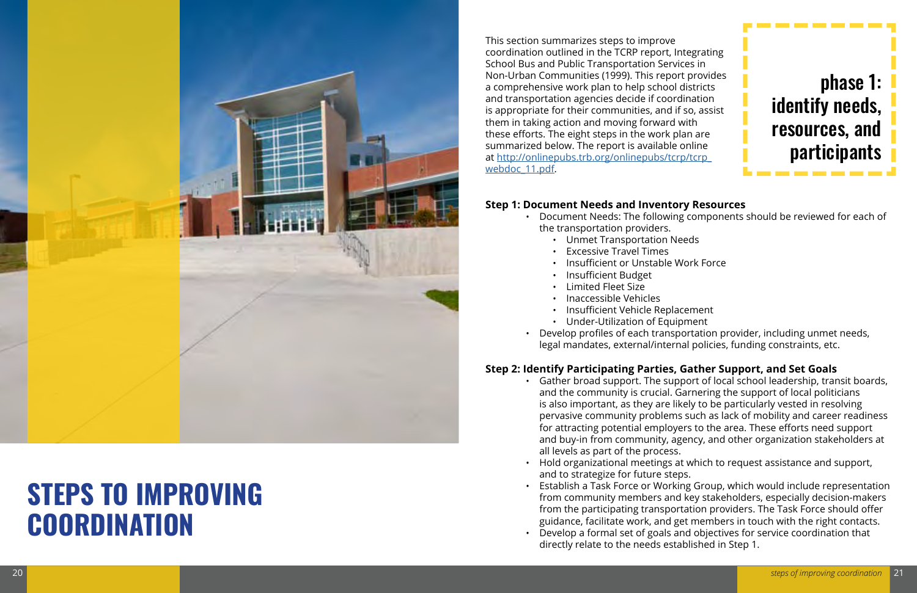# STEPS TO IMPROVING COORDINATION

This section summarizes steps to improve coordination outlined in the TCRP report, Integrating School Bus and Public Transportation Services in Non-Urban Communities (1999). This report provides a comprehensive work plan to help school districts and transportation agencies decide if coordination is appropriate for their communities, and if so, assist them in taking action and moving forward with these efforts. The eight steps in the work plan are summarized below. The report is available online at [http://onlinepubs.trb.org/onlinepubs/tcrp/tcrp_webdoc_11.pdf](http://onlinepubs.trb.org/onlinepubs/tcrp/tcrp_webdoc_11.pdf).

## phase 1: identify needs, resources, and participants

### Step 1: Document Needs and Inventory Resources

- Document Needs: The following components should be reviewed for each of the transportation providers.
  - Unmet Transportation Needs
  - Excessive Travel Times
  - Insufficient or Unstable Work Force
  - Insufficient Budget
  - Limited Fleet Size
  - Inaccessible Vehicles
  - Insufficient Vehicle Replacement
  - Under-Utilization of Equipment
- Develop profiles of each transportation provider, including unmet needs, legal mandates, external/internal policies, funding constraints, etc.

### Step 2: Identify Participating Parties, Gather Support, and Set Goals

- Gather broad support. The support of local school leadership, transit boards, and the community is crucial. Garnering the support of local politicians is also important, as they are likely to be particularly vested in resolving pervasive community problems such as lack of mobility and career readiness for attracting potential employers to the area. These efforts need support and buy-in from community, agency, and other organization stakeholders at all levels as part of the process.
- Hold organizational meetings at which to request assistance and support, and to strategize for future steps.
- Establish a Task Force or Working Group, which would include representation from community members and key stakeholders, especially decision-makers from the participating transportation providers. The Task Force should offer guidance, facilitate work, and get members in touch with the right contacts.
- Develop a formal set of goals and objectives for service coordination that directly relate to the needs established in Step 1.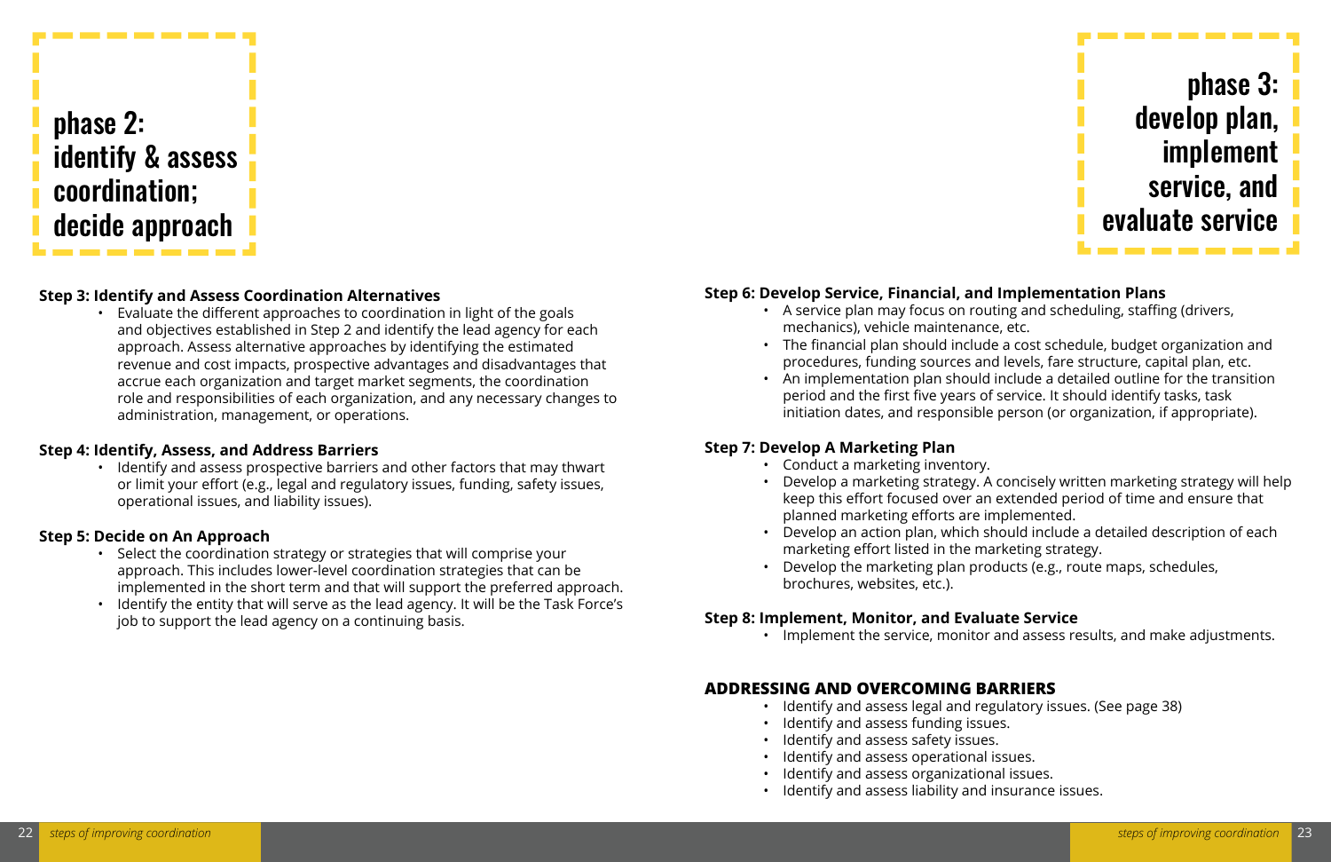# phase 2: identify & assess coordination; decide approach

**Step 3: Identify and Assess Coordination Alternatives**

- Evaluate the different approaches to coordination in light of the goals and objectives established in Step 2 and identify the lead agency for each approach. Assess alternative approaches by identifying the estimated revenue and cost impacts, prospective advantages and disadvantages that accrue each organization and target market segments, the coordination role and responsibilities of each organization, and any necessary changes to administration, management, or operations.

**Step 4: Identify, Assess, and Address Barriers**

- Identify and assess prospective barriers and other factors that may thwart or limit your effort (e.g., legal and regulatory issues, funding, safety issues, operational issues, and liability issues).

**Step 5: Decide on An Approach**

- Select the coordination strategy or strategies that will comprise your approach. This includes lower-level coordination strategies that can be implemented in the short term and that will support the preferred approach.
- Identify the entity that will serve as the lead agency. It will be the Task Force's job to support the lead agency on a continuing basis.

# phase 3: develop plan, implement service, and evaluate service

**Step 6: Develop Service, Financial, and Implementation Plans**

- A service plan may focus on routing and scheduling, staffing (drivers, mechanics), vehicle maintenance, etc.
- The financial plan should include a cost schedule, budget organization and procedures, funding sources and levels, fare structure, capital plan, etc.
- An implementation plan should include a detailed outline for the transition period and the first five years of service. It should identify tasks, task initiation dates, and responsible person (or organization, if appropriate).

**Step 7: Develop A Marketing Plan**

- Conduct a marketing inventory.
- Develop a marketing strategy. A concisely written marketing strategy will help keep this effort focused over an extended period of time and ensure that planned marketing efforts are implemented.
- Develop an action plan, which should include a detailed description of each marketing effort listed in the marketing strategy.
- Develop the marketing plan products (e.g., route maps, schedules, brochures, websites, etc.).

**Step 8: Implement, Monitor, and Evaluate Service**

- Implement the service, monitor and assess results, and make adjustments.

## ADDRESSING AND OVERCOMING BARRIERS

- Identify and assess legal and regulatory issues. (See page 38)
- Identify and assess funding issues.
- Identify and assess safety issues.
- Identify and assess operational issues.
- Identify and assess organizational issues.
- Identify and assess liability and insurance issues.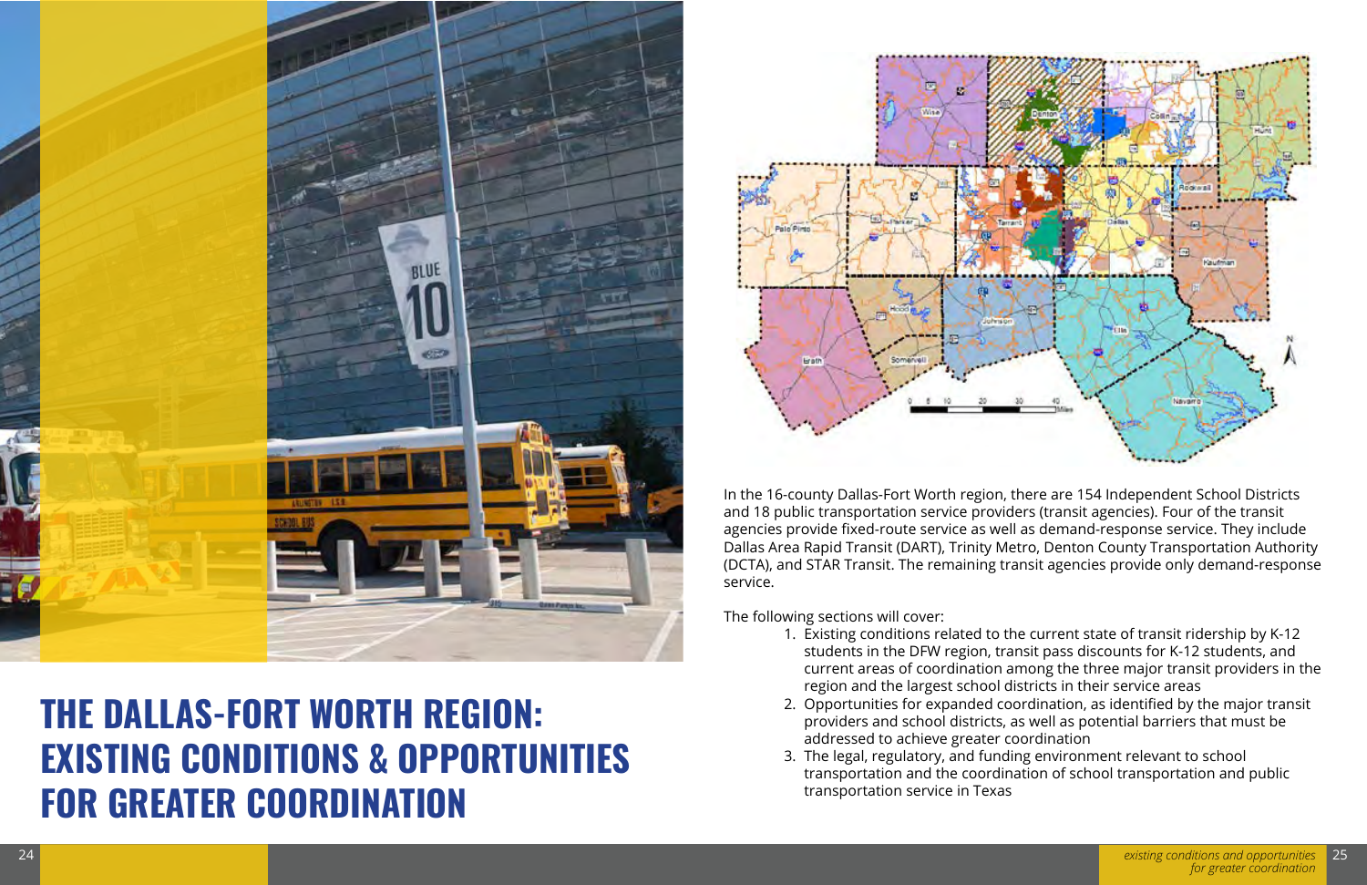# THE DALLAS-FORT WORTH REGION: EXISTING CONDITIONS & OPPORTUNITIES FOR GREATER COORDINATION

In the 16-county Dallas-Fort Worth region, there are 154 Independent School Districts and 18 public transportation service providers (transit agencies). Four of the transit agencies provide fixed-route service as well as demand-response service. They include Dallas Area Rapid Transit (DART), Trinity Metro, Denton County Transportation Authority (DCTA), and STAR Transit. The remaining transit agencies provide only demand-response service.

The following sections will cover:

1. Existing conditions related to the current state of transit ridership by K-12 students in the DFW region, transit pass discounts for K-12 students, and current areas of coordination among the three major transit providers in the region and the largest school districts in their service areas
2. Opportunities for expanded coordination, as identified by the major transit providers and school districts, as well as potential barriers that must be addressed to achieve greater coordination
3. The legal, regulatory, and funding environment relevant to school transportation and the coordination of school transportation and public transportation service in Texas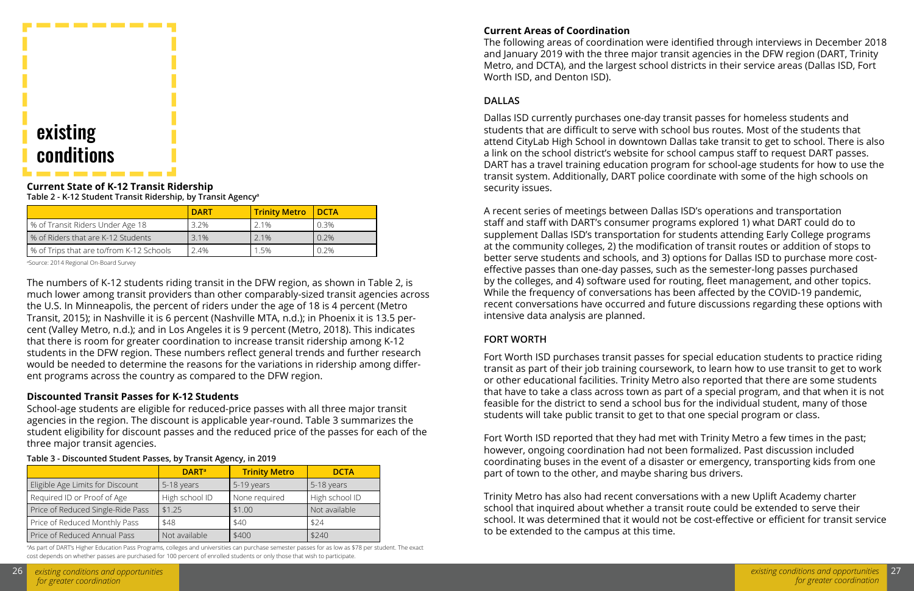# existing conditions

## Current State of K-12 Transit Ridership

**Table 2 - K-12 Student Transit Ridership, by Transit Agency[a]**

| | DART | Trinity Metro | DCTA |
|---|---|---|---|
| % of Transit Riders Under Age 18 | 3.2% | 2.1% | 0.3% |
| % of Riders that are K-12 Students | 3.1% | 2.1% | 0.2% |
| % of Trips that are to/from K-12 Schools | 2.4% | 1.5% | 0.2% |

[a]Source: 2014 Regional On-Board Survey

The numbers of K-12 students riding transit in the DFW region, as shown in Table 2, is much lower among transit providers than other comparably-sized transit agencies across the U.S. In Minneapolis, the percent of riders under the age of 18 is 4 percent (Metro Transit, 2015); in Nashville it is 6 percent (Nashville MTA, n.d.); in Phoenix it is 13.5 percent (Valley Metro, n.d.); and in Los Angeles it is 9 percent (Metro, 2018). This indicates that there is room for greater coordination to increase transit ridership among K-12 students in the DFW region. These numbers reflect general trends and further research would be needed to determine the reasons for the variations in ridership among different programs across the country as compared to the DFW region.

## Discounted Transit Passes for K-12 Students

School-age students are eligible for reduced-price passes with all three major transit agencies in the region. The discount is applicable year-round. Table 3 summarizes the student eligibility for discount passes and the reduced price of the passes for each of the three major transit agencies.

**Table 3 - Discounted Student Passes, by Transit Agency, in 2019**

| | DART[a] | Trinity Metro | DCTA |
|---|---|---|---|
| Eligible Age Limits for Discount | 5-18 years | 5-19 years | 5-18 years |
| Required ID or Proof of Age | High school ID | None required | High school ID |
| Price of Reduced Single-Ride Pass | $1.25 | $1.00 | Not available |
| Price of Reduced Monthly Pass | $48 | $40 | $24 |
| Price of Reduced Annual Pass | Not available | $400 | $240 |

[a]As part of DART's Higher Education Pass Programs, colleges and universities can purchase semester passes for as low as $78 per student. The exact cost depends on whether passes are purchased for 100 percent of enrolled students or only those that wish to participate.

## Current Areas of Coordination

The following areas of coordination were identified through interviews in December 2018 and January 2019 with the three major transit agencies in the DFW region (DART, Trinity Metro, and DCTA), and the largest school districts in their service areas (Dallas ISD, Fort Worth ISD, and Denton ISD).

### DALLAS

Dallas ISD currently purchases one-day transit passes for homeless students and students that are difficult to serve with school bus routes. Most of the students that attend CityLab High School in downtown Dallas take transit to get to school. There is also a link on the school district's website for school campus staff to request DART passes. DART has a travel training education program for school-age students for how to use the transit system. Additionally, DART police coordinate with some of the high schools on security issues.

A recent series of meetings between Dallas ISD's operations and transportation staff and staff with DART's consumer programs explored 1) what DART could do to supplement Dallas ISD's transportation for students attending Early College programs at the community colleges, 2) the modification of transit routes or addition of stops to better serve students and schools, and 3) options for Dallas ISD to purchase more cost-effective passes than one-day passes, such as the semester-long passes purchased by the colleges, and 4) software used for routing, fleet management, and other topics. While the frequency of conversations has been affected by the COVID-19 pandemic, recent conversations have occurred and future discussions regarding these options with intensive data analysis are planned.

### FORT WORTH

Fort Worth ISD purchases transit passes for special education students to practice riding transit as part of their job training coursework, to learn how to use transit to get to work or other educational facilities. Trinity Metro also reported that there are some students that have to take a class across town as part of a special program, and that when it is not feasible for the district to send a school bus for the individual student, many of those students will take public transit to get to that one special program or class.

Fort Worth ISD reported that they had met with Trinity Metro a few times in the past; however, ongoing coordination had not been formalized. Past discussion included coordinating buses in the event of a disaster or emergency, transporting kids from one part of town to the other, and maybe sharing bus drivers.

Trinity Metro has also had recent conversations with a new Uplift Academy charter school that inquired about whether a transit route could be extended to serve their school. It was determined that it would not be cost-effective or efficient for transit service to be extended to the campus at this time.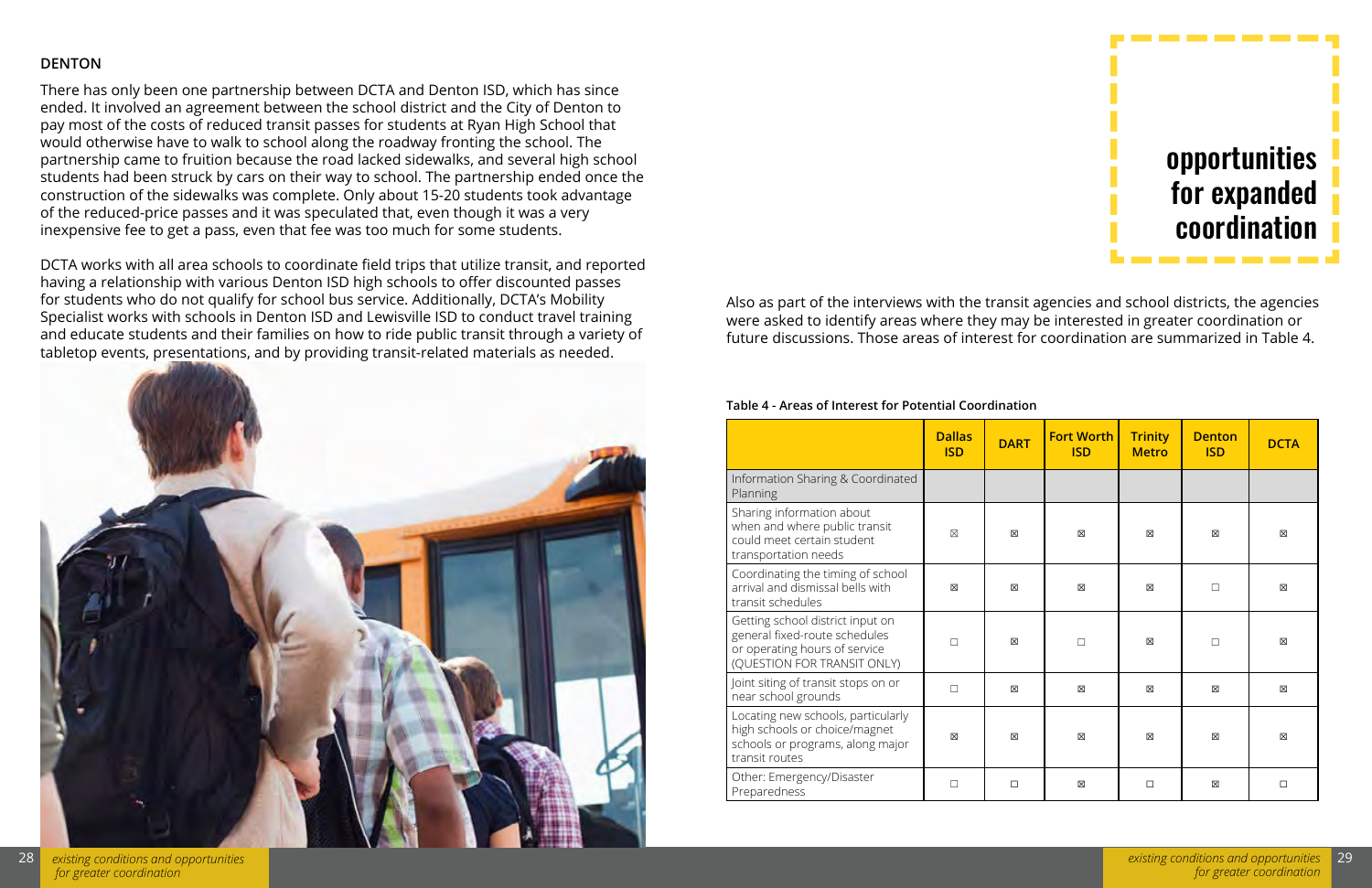## DENTON

There has only been one partnership between DCTA and Denton ISD, which has since ended. It involved an agreement between the school district and the City of Denton to pay most of the costs of reduced transit passes for students at Ryan High School that would otherwise have to walk to school along the roadway fronting the school. The partnership came to fruition because the road lacked sidewalks, and several high school students had been struck by cars on their way to school. The partnership ended once the construction of the sidewalks was complete. Only about 15-20 students took advantage of the reduced-price passes and it was speculated that, even though it was a very inexpensive fee to get a pass, even that fee was too much for some students.

DCTA works with all area schools to coordinate field trips that utilize transit, and reported having a relationship with various Denton ISD high schools to offer discounted passes for students who do not qualify for school bus service. Additionally, DCTA's Mobility Specialist works with schools in Denton ISD and Lewisville ISD to conduct travel training and educate students and their families on how to ride public transit through a variety of tabletop events, presentations, and by providing transit-related materials as needed.

# opportunities for expanded coordination

Also as part of the interviews with the transit agencies and school districts, the agencies were asked to identify areas where they may be interested in greater coordination or future discussions. Those areas of interest for coordination are summarized in Table 4.

**Table 4 - Areas of Interest for Potential Coordination**

| | Dallas ISD | DART | Fort Worth ISD | Trinity Metro | Denton ISD | DCTA |
|---|---|---|---|---|---|---|
| Information Sharing & Coordinated Planning | | | | | | |
| Sharing information about when and where public transit could meet certain student transportation needs | ☒ | ☒ | ☒ | ☒ | ☒ | ☒ |
| Coordinating the timing of school arrival and dismissal bells with transit schedules | ☒ | ☒ | ☒ | ☒ | ☐ | ☒ |
| Getting school district input on general fixed-route schedules or operating hours of service (QUESTION FOR TRANSIT ONLY) | ☐ | ☒ | ☐ | ☒ | ☐ | ☒ |
| Joint siting of transit stops on or near school grounds | ☐ | ☒ | ☒ | ☒ | ☒ | ☒ |
| Locating new schools, particularly high schools or choice/magnet schools or programs, along major transit routes | ☒ | ☒ | ☒ | ☒ | ☒ | ☒ |
| Other: Emergency/Disaster Preparedness | ☐ | ☐ | ☒ | ☐ | ☒ | ☐ |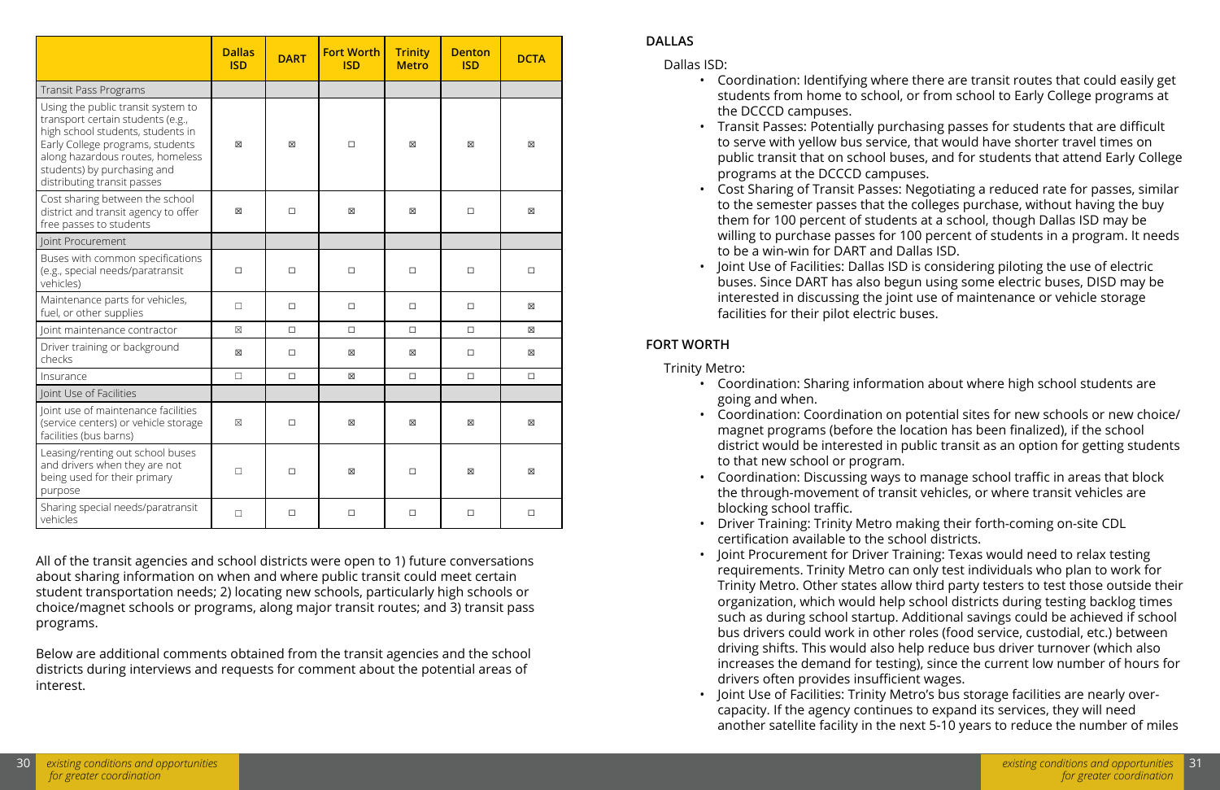| | Dallas ISD | DART | Fort Worth ISD | Trinity Metro | Denton ISD | DCTA |
|---|---|---|---|---|---|---|
| Transit Pass Programs | | | | | | |
| Using the public transit system to transport certain students (e.g., high school students, students in Early College programs, students along hazardous routes, homeless students) by purchasing and distributing transit passes | ☒ | ☒ | ☐ | ☒ | ☒ | ☒ |
| Cost sharing between the school district and transit agency to offer free passes to students | ☒ | ☐ | ☒ | ☒ | ☐ | ☒ |
| Joint Procurement | | | | | | |
| Buses with common specifications (e.g., special needs/paratransit vehicles) | ☐ | ☐ | ☐ | ☐ | ☐ | ☐ |
| Maintenance parts for vehicles, fuel, or other supplies | ☐ | ☐ | ☐ | ☐ | ☐ | ☒ |
| Joint maintenance contractor | ☒ | ☐ | ☐ | ☐ | ☐ | ☒ |
| Driver training or background checks | ☒ | ☐ | ☒ | ☒ | ☐ | ☒ |
| Insurance | ☐ | ☐ | ☒ | ☐ | ☐ | ☐ |
| Joint Use of Facilities | | | | | | |
| Joint use of maintenance facilities (service centers) or vehicle storage facilities (bus barns) | ☒ | ☐ | ☒ | ☒ | ☒ | ☒ |
| Leasing/renting out school buses and drivers when they are not being used for their primary purpose | ☐ | ☐ | ☒ | ☐ | ☒ | ☒ |
| Sharing special needs/paratransit vehicles | ☐ | ☐ | ☐ | ☐ | ☐ | ☐ |

All of the transit agencies and school districts were open to 1) future conversations about sharing information on when and where public transit could meet certain student transportation needs; 2) locating new schools, particularly high schools or choice/magnet schools or programs, along major transit routes; and 3) transit pass programs.

Below are additional comments obtained from the transit agencies and the school districts during interviews and requests for comment about the potential areas of interest.

## DALLAS

Dallas ISD:

- Coordination: Identifying where there are transit routes that could easily get students from home to school, or from school to Early College programs at the DCCCD campuses.
- Transit Passes: Potentially purchasing passes for students that are difficult to serve with yellow bus service, that would have shorter travel times on public transit that on school buses, and for students that attend Early College programs at the DCCCD campuses.
- Cost Sharing of Transit Passes: Negotiating a reduced rate for passes, similar to the semester passes that the colleges purchase, without having the buy them for 100 percent of students at a school, though Dallas ISD may be willing to purchase passes for 100 percent of students in a program. It needs to be a win-win for DART and Dallas ISD.
- Joint Use of Facilities: Dallas ISD is considering piloting the use of electric buses. Since DART has also begun using some electric buses, DISD may be interested in discussing the joint use of maintenance or vehicle storage facilities for their pilot electric buses.

## FORT WORTH

Trinity Metro:

- Coordination: Sharing information about where high school students are going and when.
- Coordination: Coordination on potential sites for new schools or new choice/ magnet programs (before the location has been finalized), if the school district would be interested in public transit as an option for getting students to that new school or program.
- Coordination: Discussing ways to manage school traffic in areas that block the through-movement of transit vehicles, or where transit vehicles are blocking school traffic.
- Driver Training: Trinity Metro making their forth-coming on-site CDL certification available to the school districts.
- Joint Procurement for Driver Training: Texas would need to relax testing requirements. Trinity Metro can only test individuals who plan to work for Trinity Metro. Other states allow third party testers to test those outside their organization, which would help school districts during testing backlog times such as during school startup. Additional savings could be achieved if school bus drivers could work in other roles (food service, custodial, etc.) between driving shifts. This would also help reduce bus driver turnover (which also increases the demand for testing), since the current low number of hours for drivers often provides insufficient wages.
- Joint Use of Facilities: Trinity Metro's bus storage facilities are nearly over-capacity. If the agency continues to expand its services, they will need another satellite facility in the next 5-10 years to reduce the number of miles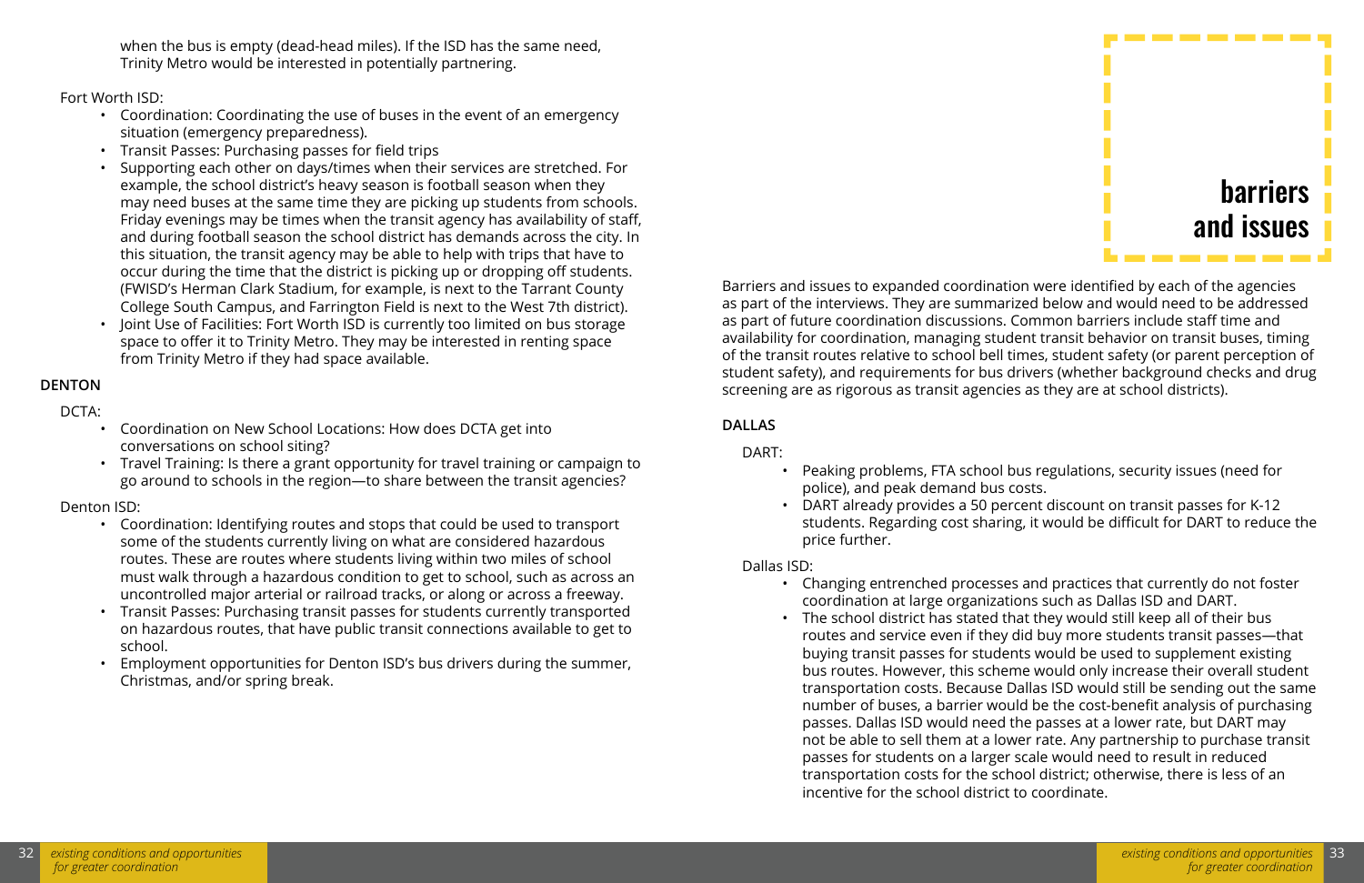when the bus is empty (dead-head miles). If the ISD has the same need, Trinity Metro would be interested in potentially partnering.

Fort Worth ISD:

- Coordination: Coordinating the use of buses in the event of an emergency situation (emergency preparedness).
- Transit Passes: Purchasing passes for field trips
- Supporting each other on days/times when their services are stretched. For example, the school district's heavy season is football season when they may need buses at the same time they are picking up students from schools. Friday evenings may be times when the transit agency has availability of staff, and during football season the school district has demands across the city. In this situation, the transit agency may be able to help with trips that have to occur during the time that the district is picking up or dropping off students. (FWISD's Herman Clark Stadium, for example, is next to the Tarrant County College South Campus, and Farrington Field is next to the West 7th district).
- Joint Use of Facilities: Fort Worth ISD is currently too limited on bus storage space to offer it to Trinity Metro. They may be interested in renting space from Trinity Metro if they had space available.

### DENTON

DCTA:

- Coordination on New School Locations: How does DCTA get into conversations on school siting?
- Travel Training: Is there a grant opportunity for travel training or campaign to go around to schools in the region—to share between the transit agencies?

Denton ISD:

- Coordination: Identifying routes and stops that could be used to transport some of the students currently living on what are considered hazardous routes. These are routes where students living within two miles of school must walk through a hazardous condition to get to school, such as across an uncontrolled major arterial or railroad tracks, or along or across a freeway.
- Transit Passes: Purchasing transit passes for students currently transported on hazardous routes, that have public transit connections available to get to school.
- Employment opportunities for Denton ISD's bus drivers during the summer, Christmas, and/or spring break.

## barriers and issues

Barriers and issues to expanded coordination were identified by each of the agencies as part of the interviews. They are summarized below and would need to be addressed as part of future coordination discussions. Common barriers include staff time and availability for coordination, managing student transit behavior on transit buses, timing of the transit routes relative to school bell times, student safety (or parent perception of student safety), and requirements for bus drivers (whether background checks and drug screening are as rigorous as transit agencies as they are at school districts).

### DALLAS

DART:

- Peaking problems, FTA school bus regulations, security issues (need for police), and peak demand bus costs.
- DART already provides a 50 percent discount on transit passes for K-12 students. Regarding cost sharing, it would be difficult for DART to reduce the price further.

Dallas ISD:

- Changing entrenched processes and practices that currently do not foster coordination at large organizations such as Dallas ISD and DART.
- The school district has stated that they would still keep all of their bus routes and service even if they did buy more students transit passes—that buying transit passes for students would be used to supplement existing bus routes. However, this scheme would only increase their overall student transportation costs. Because Dallas ISD would still be sending out the same number of buses, a barrier would be the cost-benefit analysis of purchasing passes. Dallas ISD would need the passes at a lower rate, but DART may not be able to sell them at a lower rate. Any partnership to purchase transit passes for students on a larger scale would need to result in reduced transportation costs for the school district; otherwise, there is less of an incentive for the school district to coordinate.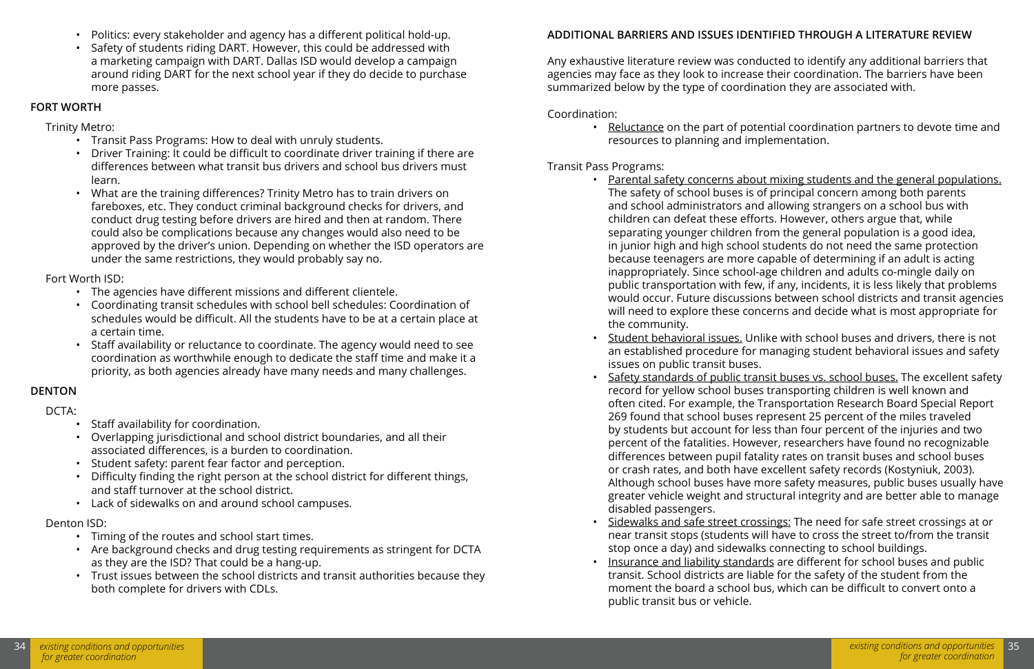- Politics: every stakeholder and agency has a different political hold-up.
- Safety of students riding DART. However, this could be addressed with a marketing campaign with DART. Dallas ISD would develop a campaign around riding DART for the next school year if they do decide to purchase more passes.

## FORT WORTH

Trinity Metro:

- Transit Pass Programs: How to deal with unruly students.
- Driver Training: It could be difficult to coordinate driver training if there are differences between what transit bus drivers and school bus drivers must learn.
- What are the training differences? Trinity Metro has to train drivers on fareboxes, etc. They conduct criminal background checks for drivers, and conduct drug testing before drivers are hired and then at random. There could also be complications because any changes would also need to be approved by the driver's union. Depending on whether the ISD operators are under the same restrictions, they would probably say no.

Fort Worth ISD:

- The agencies have different missions and different clientele.
- Coordinating transit schedules with school bell schedules: Coordination of schedules would be difficult. All the students have to be at a certain place at a certain time.
- Staff availability or reluctance to coordinate. The agency would need to see coordination as worthwhile enough to dedicate the staff time and make it a priority, as both agencies already have many needs and many challenges.

## DENTON

DCTA:

- Staff availability for coordination.
- Overlapping jurisdictional and school district boundaries, and all their associated differences, is a burden to coordination.
- Student safety: parent fear factor and perception.
- Difficulty finding the right person at the school district for different things, and staff turnover at the school district.
- Lack of sidewalks on and around school campuses.

Denton ISD:

- Timing of the routes and school start times.
- Are background checks and drug testing requirements as stringent for DCTA as they are the ISD? That could be a hang-up.
- Trust issues between the school districts and transit authorities because they both complete for drivers with CDLs.

## ADDITIONAL BARRIERS AND ISSUES IDENTIFIED THROUGH A LITERATURE REVIEW

Any exhaustive literature review was conducted to identify any additional barriers that agencies may face as they look to increase their coordination. The barriers have been summarized below by the type of coordination they are associated with.

Coordination:

- Reluctance on the part of potential coordination partners to devote time and resources to planning and implementation.

Transit Pass Programs:

- Parental safety concerns about mixing students and the general populations. The safety of school buses is of principal concern among both parents and school administrators and allowing strangers on a school bus with children can defeat these efforts. However, others argue that, while separating younger children from the general population is a good idea, in junior high and high school students do not need the same protection because teenagers are more capable of determining if an adult is acting inappropriately. Since school-age children and adults co-mingle daily on public transportation with few, if any, incidents, it is less likely that problems would occur. Future discussions between school districts and transit agencies will need to explore these concerns and decide what is most appropriate for the community.
- Student behavioral issues. Unlike with school buses and drivers, there is not an established procedure for managing student behavioral issues and safety issues on public transit buses.
- Safety standards of public transit buses vs. school buses. The excellent safety record for yellow school buses transporting children is well known and often cited. For example, the Transportation Research Board Special Report 269 found that school buses represent 25 percent of the miles traveled by students but account for less than four percent of the injuries and two percent of the fatalities. However, researchers have found no recognizable differences between pupil fatality rates on transit buses and school buses or crash rates, and both have excellent safety records (Kostyniuk, 2003). Although school buses have more safety measures, public buses usually have greater vehicle weight and structural integrity and are better able to manage disabled passengers.
- Sidewalks and safe street crossings: The need for safe street crossings at or near transit stops (students will have to cross the street to/from the transit stop once a day) and sidewalks connecting to school buildings.
- Insurance and liability standards are different for school buses and public transit. School districts are liable for the safety of the student from the moment the board a school bus, which can be difficult to convert onto a public transit bus or vehicle.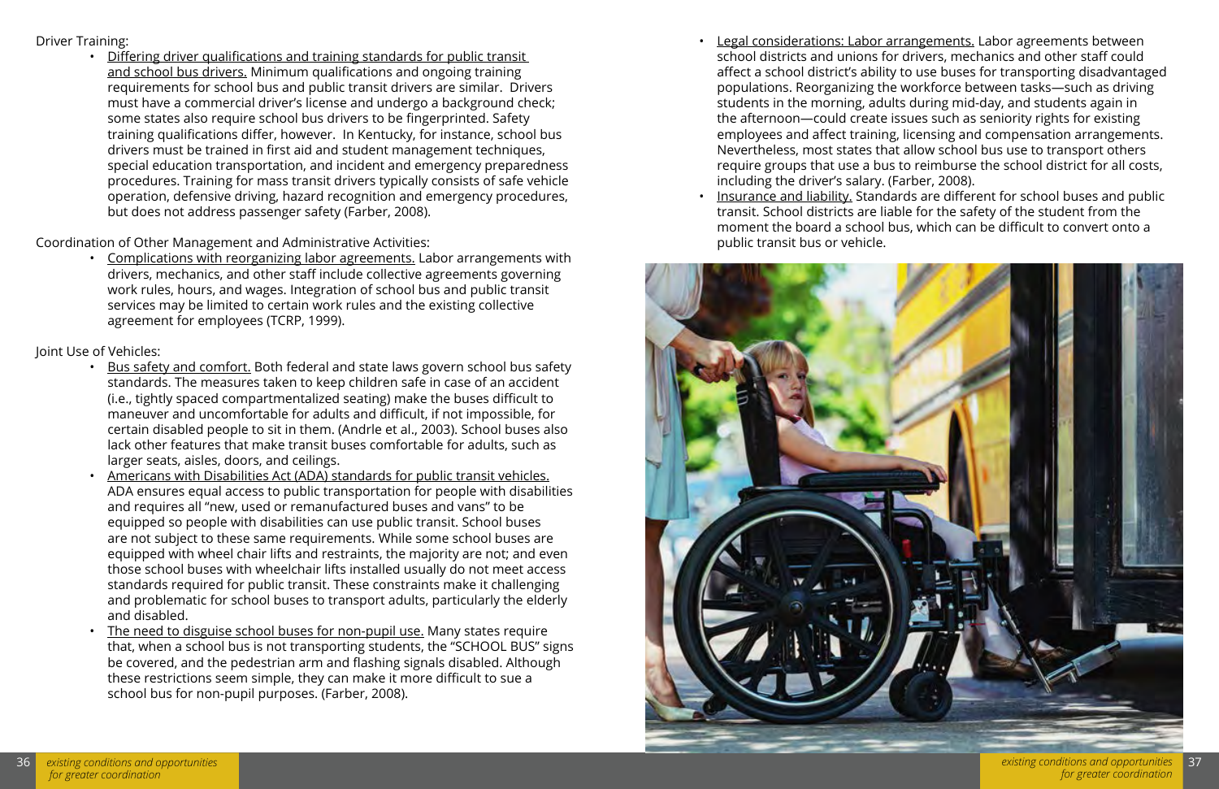Driver Training:

- Differing driver qualifications and training standards for public transit and school bus drivers. Minimum qualifications and ongoing training requirements for school bus and public transit drivers are similar. Drivers must have a commercial driver's license and undergo a background check; some states also require school bus drivers to be fingerprinted. Safety training qualifications differ, however. In Kentucky, for instance, school bus drivers must be trained in first aid and student management techniques, special education transportation, and incident and emergency preparedness procedures. Training for mass transit drivers typically consists of safe vehicle operation, defensive driving, hazard recognition and emergency procedures, but does not address passenger safety (Farber, 2008).

Coordination of Other Management and Administrative Activities:

- Complications with reorganizing labor agreements. Labor arrangements with drivers, mechanics, and other staff include collective agreements governing work rules, hours, and wages. Integration of school bus and public transit services may be limited to certain work rules and the existing collective agreement for employees (TCRP, 1999).

Joint Use of Vehicles:

- Bus safety and comfort. Both federal and state laws govern school bus safety standards. The measures taken to keep children safe in case of an accident (i.e., tightly spaced compartmentalized seating) make the buses difficult to maneuver and uncomfortable for adults and difficult, if not impossible, for certain disabled people to sit in them. (Andrle et al., 2003). School buses also lack other features that make transit buses comfortable for adults, such as larger seats, aisles, doors, and ceilings.
- Americans with Disabilities Act (ADA) standards for public transit vehicles. ADA ensures equal access to public transportation for people with disabilities and requires all "new, used or remanufactured buses and vans" to be equipped so people with disabilities can use public transit. School buses are not subject to these same requirements. While some school buses are equipped with wheel chair lifts and restraints, the majority are not; and even those school buses with wheelchair lifts installed usually do not meet access standards required for public transit. These constraints make it challenging and problematic for school buses to transport adults, particularly the elderly and disabled.
- The need to disguise school buses for non-pupil use. Many states require that, when a school bus is not transporting students, the "SCHOOL BUS" signs be covered, and the pedestrian arm and flashing signals disabled. Although these restrictions seem simple, they can make it more difficult to sue a school bus for non-pupil purposes. (Farber, 2008).
- Legal considerations: Labor arrangements. Labor agreements between school districts and unions for drivers, mechanics and other staff could affect a school district's ability to use buses for transporting disadvantaged populations. Reorganizing the workforce between tasks—such as driving students in the morning, adults during mid-day, and students again in the afternoon—could create issues such as seniority rights for existing employees and affect training, licensing and compensation arrangements. Nevertheless, most states that allow school bus use to transport others require groups that use a bus to reimburse the school district for all costs, including the driver's salary. (Farber, 2008).
- Insurance and liability. Standards are different for school buses and public transit. School districts are liable for the safety of the student from the moment the board a school bus, which can be difficult to convert onto a public transit bus or vehicle.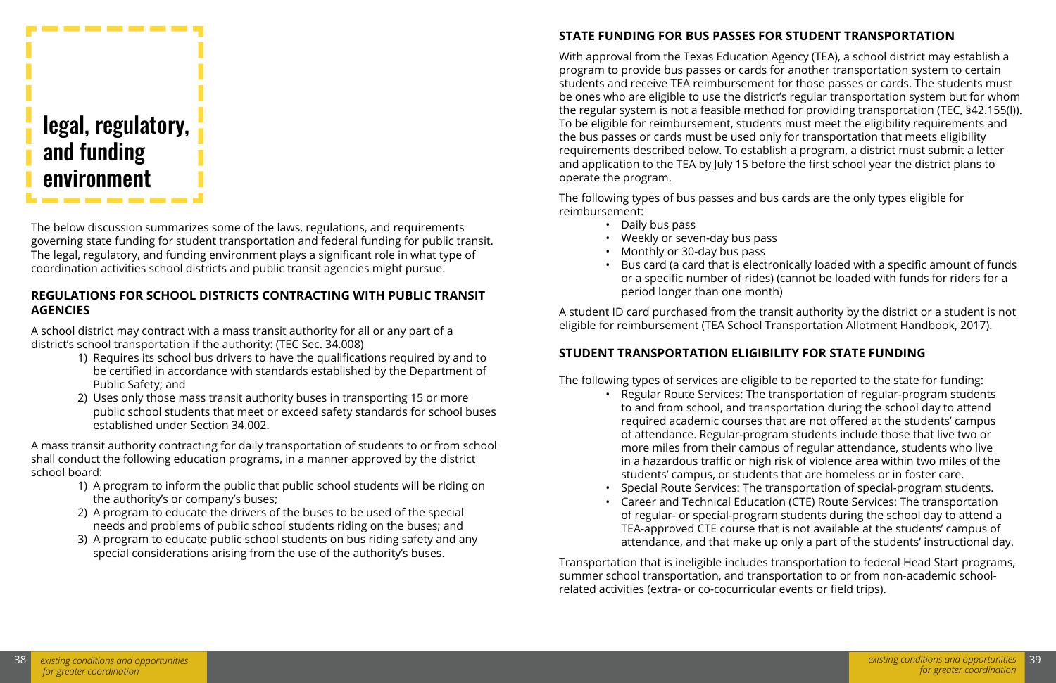# legal, regulatory, and funding environment

The below discussion summarizes some of the laws, regulations, and requirements governing state funding for student transportation and federal funding for public transit. The legal, regulatory, and funding environment plays a significant role in what type of coordination activities school districts and public transit agencies might pursue.

## REGULATIONS FOR SCHOOL DISTRICTS CONTRACTING WITH PUBLIC TRANSIT AGENCIES

A school district may contract with a mass transit authority for all or any part of a district's school transportation if the authority: (TEC Sec. 34.008)

1) Requires its school bus drivers to have the qualifications required by and to be certified in accordance with standards established by the Department of Public Safety; and
2) Uses only those mass transit authority buses in transporting 15 or more public school students that meet or exceed safety standards for school buses established under Section 34.002.

A mass transit authority contracting for daily transportation of students to or from school shall conduct the following education programs, in a manner approved by the district school board:

1) A program to inform the public that public school students will be riding on the authority's or company's buses;
2) A program to educate the drivers of the buses to be used of the special needs and problems of public school students riding on the buses; and
3) A program to educate public school students on bus riding safety and any special considerations arising from the use of the authority's buses.

## STATE FUNDING FOR BUS PASSES FOR STUDENT TRANSPORTATION

With approval from the Texas Education Agency (TEA), a school district may establish a program to provide bus passes or cards for another transportation system to certain students and receive TEA reimbursement for those passes or cards. The students must be ones who are eligible to use the district's regular transportation system but for whom the regular system is not a feasible method for providing transportation (TEC, §42.155(l)). To be eligible for reimbursement, students must meet the eligibility requirements and the bus passes or cards must be used only for transportation that meets eligibility requirements described below. To establish a program, a district must submit a letter and application to the TEA by July 15 before the first school year the district plans to operate the program.

The following types of bus passes and bus cards are the only types eligible for reimbursement:

- Daily bus pass
- Weekly or seven-day bus pass
- Monthly or 30-day bus pass
- Bus card (a card that is electronically loaded with a specific amount of funds or a specific number of rides) (cannot be loaded with funds for riders for a period longer than one month)

A student ID card purchased from the transit authority by the district or a student is not eligible for reimbursement (TEA School Transportation Allotment Handbook, 2017).

## STUDENT TRANSPORTATION ELIGIBILITY FOR STATE FUNDING

The following types of services are eligible to be reported to the state for funding:

- Regular Route Services: The transportation of regular-program students to and from school, and transportation during the school day to attend required academic courses that are not offered at the students' campus of attendance. Regular-program students include those that live two or more miles from their campus of regular attendance, students who live in a hazardous traffic or high risk of violence area within two miles of the students' campus, or students that are homeless or in foster care.
- Special Route Services: The transportation of special-program students.
- Career and Technical Education (CTE) Route Services: The transportation of regular- or special-program students during the school day to attend a TEA-approved CTE course that is not available at the students' campus of attendance, and that make up only a part of the students' instructional day.

Transportation that is ineligible includes transportation to federal Head Start programs, summer school transportation, and transportation to or from non-academic school-related activities (extra- or co-cocurricular events or field trips).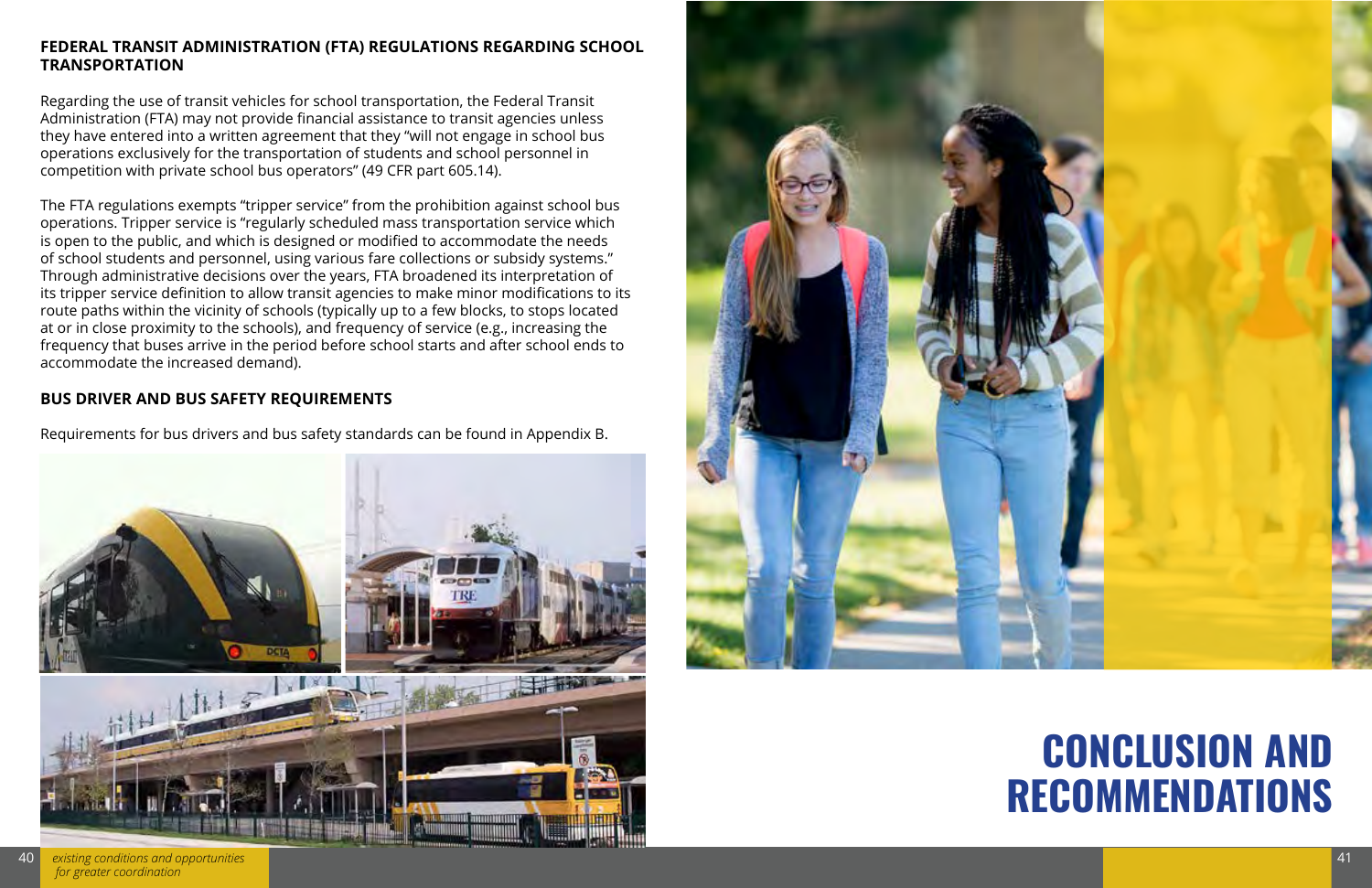## FEDERAL TRANSIT ADMINISTRATION (FTA) REGULATIONS REGARDING SCHOOL TRANSPORTATION

Regarding the use of transit vehicles for school transportation, the Federal Transit Administration (FTA) may not provide financial assistance to transit agencies unless they have entered into a written agreement that they "will not engage in school bus operations exclusively for the transportation of students and school personnel in competition with private school bus operators" (49 CFR part 605.14).

The FTA regulations exempts "tripper service" from the prohibition against school bus operations. Tripper service is "regularly scheduled mass transportation service which is open to the public, and which is designed or modified to accommodate the needs of school students and personnel, using various fare collections or subsidy systems." Through administrative decisions over the years, FTA broadened its interpretation of its tripper service definition to allow transit agencies to make minor modifications to its route paths within the vicinity of schools (typically up to a few blocks, to stops located at or in close proximity to the schools), and frequency of service (e.g., increasing the frequency that buses arrive in the period before school starts and after school ends to accommodate the increased demand).

## BUS DRIVER AND BUS SAFETY REQUIREMENTS

Requirements for bus drivers and bus safety standards can be found in Appendix B.

# CONCLUSION AND RECOMMENDATIONS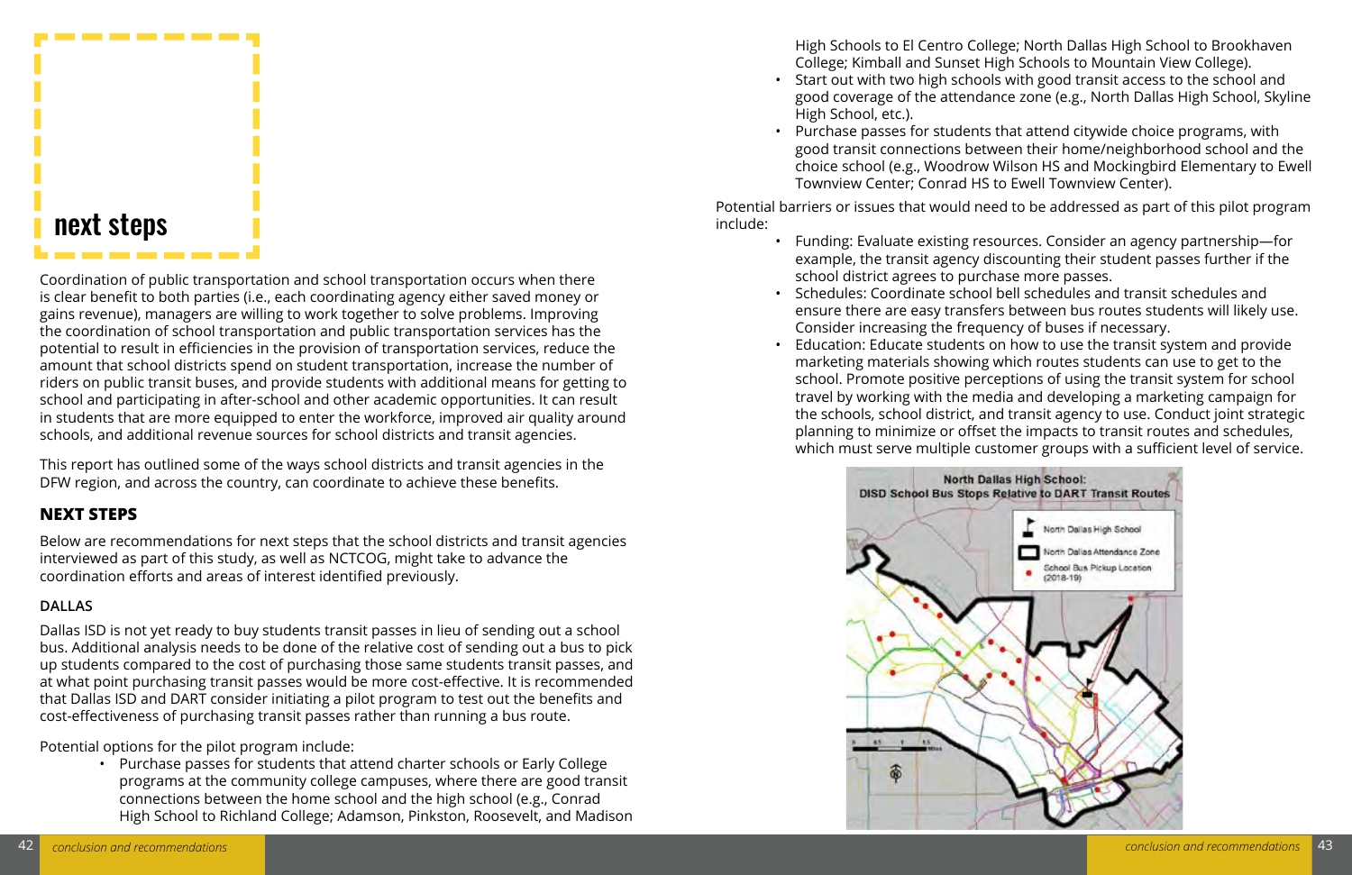# next steps

Coordination of public transportation and school transportation occurs when there is clear benefit to both parties (i.e., each coordinating agency either saved money or gains revenue), managers are willing to work together to solve problems. Improving the coordination of school transportation and public transportation services has the potential to result in efficiencies in the provision of transportation services, reduce the amount that school districts spend on student transportation, increase the number of riders on public transit buses, and provide students with additional means for getting to school and participating in after-school and other academic opportunities. It can result in students that are more equipped to enter the workforce, improved air quality around schools, and additional revenue sources for school districts and transit agencies.

This report has outlined some of the ways school districts and transit agencies in the DFW region, and across the country, can coordinate to achieve these benefits.

## NEXT STEPS

Below are recommendations for next steps that the school districts and transit agencies interviewed as part of this study, as well as NCTCOG, might take to advance the coordination efforts and areas of interest identified previously.

### DALLAS

Dallas ISD is not yet ready to buy students transit passes in lieu of sending out a school bus. Additional analysis needs to be done of the relative cost of sending out a bus to pick up students compared to the cost of purchasing those same students transit passes, and at what point purchasing transit passes would be more cost-effective. It is recommended that Dallas ISD and DART consider initiating a pilot program to test out the benefits and cost-effectiveness of purchasing transit passes rather than running a bus route.

Potential options for the pilot program include:

- Purchase passes for students that attend charter schools or Early College programs at the community college campuses, where there are good transit connections between the home school and the high school (e.g., Conrad High School to Richland College; Adamson, Pinkston, Roosevelt, and Madison High Schools to El Centro College; North Dallas High School to Brookhaven College; Kimball and Sunset High Schools to Mountain View College).
- Start out with two high schools with good transit access to the school and good coverage of the attendance zone (e.g., North Dallas High School, Skyline High School, etc.).
- Purchase passes for students that attend citywide choice programs, with good transit connections between their home/neighborhood school and the choice school (e.g., Woodrow Wilson HS and Mockingbird Elementary to Ewell Townview Center; Conrad HS to Ewell Townview Center).

Potential barriers or issues that would need to be addressed as part of this pilot program include:

- Funding: Evaluate existing resources. Consider an agency partnership—for example, the transit agency discounting their student passes further if the school district agrees to purchase more passes.
- Schedules: Coordinate school bell schedules and transit schedules and ensure there are easy transfers between bus routes students will likely use. Consider increasing the frequency of buses if necessary.
- Education: Educate students on how to use the transit system and provide marketing materials showing which routes students can use to get to the school. Promote positive perceptions of using the transit system for school travel by working with the media and developing a marketing campaign for the schools, school district, and transit agency to use. Conduct joint strategic planning to minimize or offset the impacts to transit routes and schedules, which must serve multiple customer groups with a sufficient level of service.

North Dallas High School: DISD School Bus Stops Relative to DART Transit Routes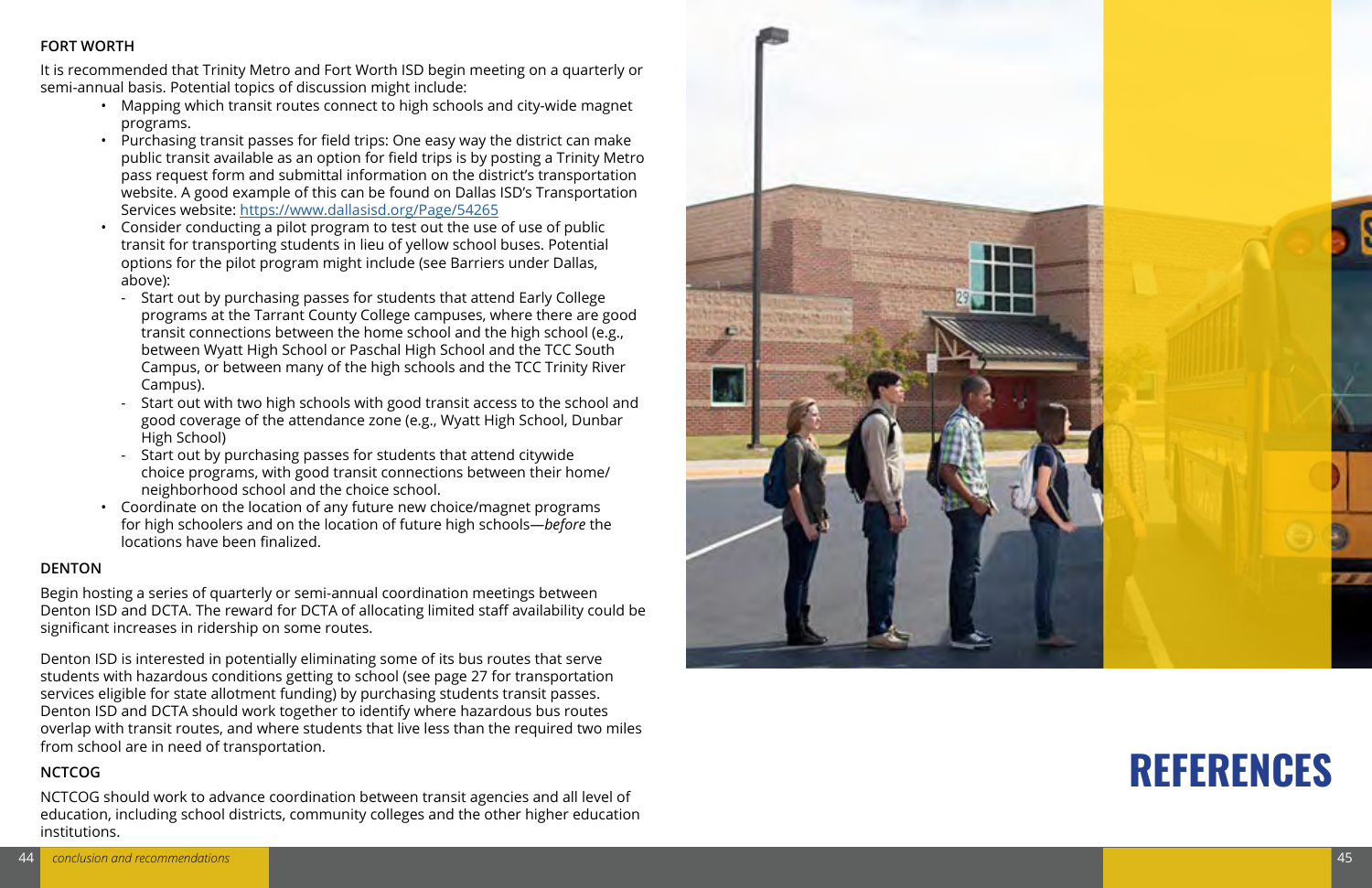### FORT WORTH

It is recommended that Trinity Metro and Fort Worth ISD begin meeting on a quarterly or semi-annual basis. Potential topics of discussion might include:

- Mapping which transit routes connect to high schools and city-wide magnet programs.
- Purchasing transit passes for field trips: One easy way the district can make public transit available as an option for field trips is by posting a Trinity Metro pass request form and submittal information on the district's transportation website. A good example of this can be found on Dallas ISD's Transportation Services website: [https://www.dallasisd.org/Page/54265](https://www.dallasisd.org/Page/54265)
- Consider conducting a pilot program to test out the use of use of public transit for transporting students in lieu of yellow school buses. Potential options for the pilot program might include (see Barriers under Dallas, above):
  - Start out by purchasing passes for students that attend Early College programs at the Tarrant County College campuses, where there are good transit connections between the home school and the high school (e.g., between Wyatt High School or Paschal High School and the TCC South Campus, or between many of the high schools and the TCC Trinity River Campus).
  - Start out with two high schools with good transit access to the school and good coverage of the attendance zone (e.g., Wyatt High School, Dunbar High School)
  - Start out by purchasing passes for students that attend citywide choice programs, with good transit connections between their home/ neighborhood school and the choice school.
- Coordinate on the location of any future new choice/magnet programs for high schoolers and on the location of future high schools—*before* the locations have been finalized.

### DENTON

Begin hosting a series of quarterly or semi-annual coordination meetings between Denton ISD and DCTA. The reward for DCTA of allocating limited staff availability could be significant increases in ridership on some routes.

Denton ISD is interested in potentially eliminating some of its bus routes that serve students with hazardous conditions getting to school (see page 27 for transportation services eligible for state allotment funding) by purchasing students transit passes. Denton ISD and DCTA should work together to identify where hazardous bus routes overlap with transit routes, and where students that live less than the required two miles from school are in need of transportation.

### NCTCOG

NCTCOG should work to advance coordination between transit agencies and all level of education, including school districts, community colleges and the other higher education institutions.

# REFERENCES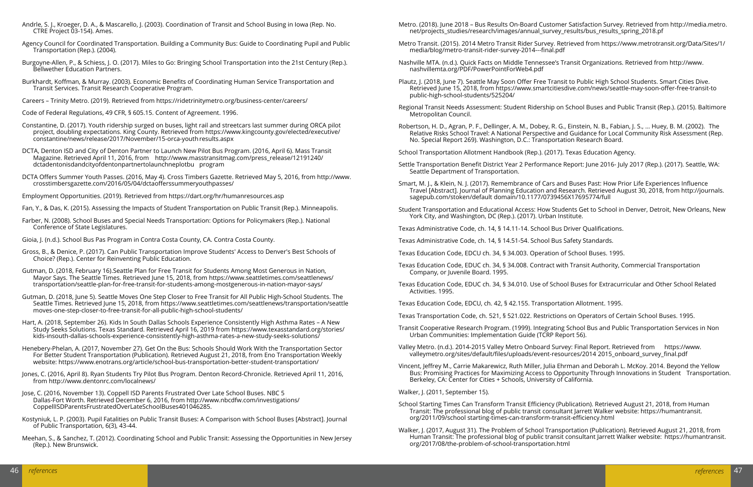Andrle, S. J., Kroeger, D. A., & Mascarello, J. (2003). Coordination of Transit and School Busing in Iowa (Rep. No. CTRE Project 03-154). Ames.

Agency Council for Coordinated Transportation. Building a Community Bus: Guide to Coordinating Pupil and Public Transportation (Rep.). (2004).

Burgoyne-Allen, P., & Schiess, J. O. (2017). Miles to Go: Bringing School Transportation into the 21st Century (Rep.). Bellwether Education Partners.

Burkhardt, Koffman, & Murray. (2003). Economic Benefits of Coordinating Human Service Transportation and Transit Services. Transit Research Cooperative Program.

Careers – Trinity Metro. (2019). Retrieved from https://ridetrinitymetro.org/business-center/careers/

Code of Federal Regulations, 49 CFR, § 605.15. Content of Agreement. 1996.

Constantine, D. (2017). Youth ridership surged on buses, light rail and streetcars last summer during ORCA pilot project, doubling expectations. King County. Retrieved from https://www.kingcounty.gov/elected/executive/constantine/news/release/2017/November/15-orca-youth results.aspx

DCTA, Denton ISD and City of Denton Partner to Launch New Pilot Bus Program. (2016, April 6). Mass Transit Magazine. Retrieved April 11, 2016, from http://www.masstransitmag.com/press_release/12191240/dctadentonisdandcityofdentonpartnertolaunchneplotbu program

DCTA Offers Summer Youth Passes. (2016, May 4). Cross Timbers Gazette. Retrieved May 5, 2016, from http://www.crosstimbersgazette.com/2016/05/04/dctaoffersummeryouthpasses/

Employment Opportunities. (2019). Retrieved from https://dart.org/hr/humanresources.asp

Fan, Y., & Das, K. (2015). Assessing the Impacts of Student Transportation on Public Transit (Rep.). Minneapolis.

Farber, N. (2008). School Buses and Special Needs Transportation: Options for Policymakers (Rep.). National Conference of State Legislatures.

Gioia, J. (n.d.). School Bus Pas Program in Contra Costa County, CA. Contra Costa County.

Gross, B., & Denice, P. (2017). Can Public Transportation Improve Students' Access to Denver's Best Schools of Choice? (Rep.). Center for Reinventing Public Education.

Gutman, D. (2018, February 16).Seattle Plan for Free Transit for Students Among Most Generous in Nation, Mayor Says. The Seattle Times. Retrieved June 15, 2018, from https://www.seattletimes.com/seattlenews/transportation/seattle-plan-for-free-transit-for-students-among-mostgenerous-in-nation-mayor-says/

Gutman, D. (2018, June 5). Seattle Moves One Step Closer to Free Transit for All Public High-School Students. The Seattle Times. Retrieved June 15, 2018, from https://www.seattletimes.com/seattlenews/transportation/seattle moves-one-step-closer-to-free-transit-for-all-public-high-school-students/

Hart, A. (2018, September 26). Kids In South Dallas Schools Experience Consistently High Asthma Rates – A New Study Seeks Solutions. Texas Standard. Retrieved April 16, 2019 from https://www.texasstandard.org/stories/kids-insouth-dallas-schools-experience-consistently-high-asthma-rates-a-new-study-seeks-solutions/

Henebery-Phelan, A. (2017, November 27). Get On the Bus: Schools Should Work With the Transportation Sector For Better Student Transportation (Publication). Retrieved August 21, 2018, from Eno Transportation Weekly website: https://www.enotrans.org/article/school-bus-transportation-better-student-transportation/

Jones, C. (2016, April 8). Ryan Students Try Pilot Bus Program. Denton Record-Chronicle. Retrieved April 11, 2016, from http://www.dentonrc.com/localnews/

Jose, C. (2016, November 13). Coppell ISD Parents Frustrated Over Late School Buses. NBC 5 Dallas-Fort Worth. Retrieved December 6, 2016, from http://www.nbcdfw.com/investigations/CoppellISDParentsFrustratedOverLateSchoolBuses401046285.

Kostyniuk, L. P. (2003). Pupil Fatalities on Public Transit Buses: A Comparison with School Buses [Abstract]. Journal of Public Transportation, 6(3), 43-44.

Meehan, S., & Sanchez, T. (2012). Coordinating School and Public Transit: Assessing the Opportunities in New Jersey (Rep.). New Brunswick.

Metro. (2018). June 2018 – Bus Results On-Board Customer Satisfaction Survey. Retrieved from http://media.metro.net/projects_studies/research/images/annual_survey_results/bus_results_spring_2018.pf

Metro Transit. (2015). 2014 Metro Transit Rider Survey. Retrieved from https://www.metrotransit.org/Data/Sites/1/media/blog/metro-transit-rider-survey-2014---final.pdf

Nashville MTA. (n.d.). Quick Facts on Middle Tennessee's Transit Organizations. Retrieved from http://www.nashvillemta.org/PDF/PowerPointForWeb4.pdf

Plautz, J. (2018, June 7). Seattle May Soon Offer Free Transit to Public High School Students. Smart Cities Dive. Retrieved June 15, 2018, from https://www.smartcitiesdive.com/news/seattle-may-soon-offer-free-transit-to public-high-school-students/525204/

Regional Transit Needs Assessment: Student Ridership on School Buses and Public Transit (Rep.). (2015). Baltimore Metropolitan Council.

Robertson, H. D., Agran, P. F., Dellinger, A. M., Dobey, R. G., Einstein, N. B., Fabian, J. S., ... Huey, B. M. (2002). The Relative Risks School Travel: A National Perspective and Guidance for Local Community Risk Assessment (Rep. No. Special Report 269). Washington, D.C.: Transportation Research Board.

School Transportation Allotment Handbook (Rep.). (2017). Texas Education Agency.

Settle Transportation Benefit District Year 2 Performance Report: June 2016- July 2017 (Rep.). (2017). Seattle, WA: Seattle Department of Transportation.

Smart, M. J., & Klein, N. J. (2017). Remembrance of Cars and Buses Past: How Prior Life Experiences Influence Travel [Abstract]. Journal of Planning Education and Research. Retrieved August 30, 2018, from http://journals.sagepub.com/stoken/default domain/10.1177/0739456X17695774/full

Student Transportation and Educational Access: How Students Get to School in Denver, Detroit, New Orleans, New York City, and Washington, DC (Rep.). (2017). Urban Institute.

Texas Administrative Code, ch. 14, § 14.11-14. School Bus Driver Qualifications.

Texas Administrative Code, ch. 14, § 14.51-54. School Bus Safety Standards.

Texas Education Code, EDCU ch. 34, § 34.003. Operation of School Buses. 1995.

Texas Education Code, EDUC ch. 34, § 34.008. Contract with Transit Authority, Commercial Transportation Company, or Juvenile Board. 1995.

Texas Education Code, EDUC ch. 34, § 34.010. Use of School Buses for Extracurricular and Other School Related Activities. 1995.

Texas Education Code, EDCU, ch. 42, § 42.155. Transportation Allotment. 1995.

Texas Transportation Code, ch. 521, § 521.022. Restrictions on Operators of Certain School Buses. 1995.

Transit Cooperative Research Program. (1999). Integrating School Bus and Public Transportation Services in Non Urban Communities: Implementation Guide (TCRP Report 56).

Valley Metro. (n.d.). 2014-2015 Valley Metro Onboard Survey: Final Report. Retrieved from https://www.valleymetro.org/sites/default/files/uploads/event-resources/2014 2015_onboard_survey_final.pdf

Vincent, Jeffrey M., Carrie Makarewicz, Ruth Miller, Julia Ehrman and Deborah L. McKoy. 2014. Beyond the Yellow Bus: Promising Practices for Maximizing Access to Opportunity Through Innovations in Student Transportation. Berkeley, CA: Center for Cities + Schools, University of California.

Walker, J. (2011, September 15).

School Starting Times Can Transform Transit Efficiency (Publication). Retrieved August 21, 2018, from Human Transit: The professional blog of public transit consultant Jarrett Walker website: https://humantransit.org/2011/09/school starting-times-can-transform-transit-efficiency.html

Walker, J. (2017, August 31). The Problem of School Transportation (Publication). Retrieved August 21, 2018, from Human Transit: The professional blog of public transit consultant Jarrett Walker website: https://humantransit.org/2017/08/the-problem-of-school-transportation.html